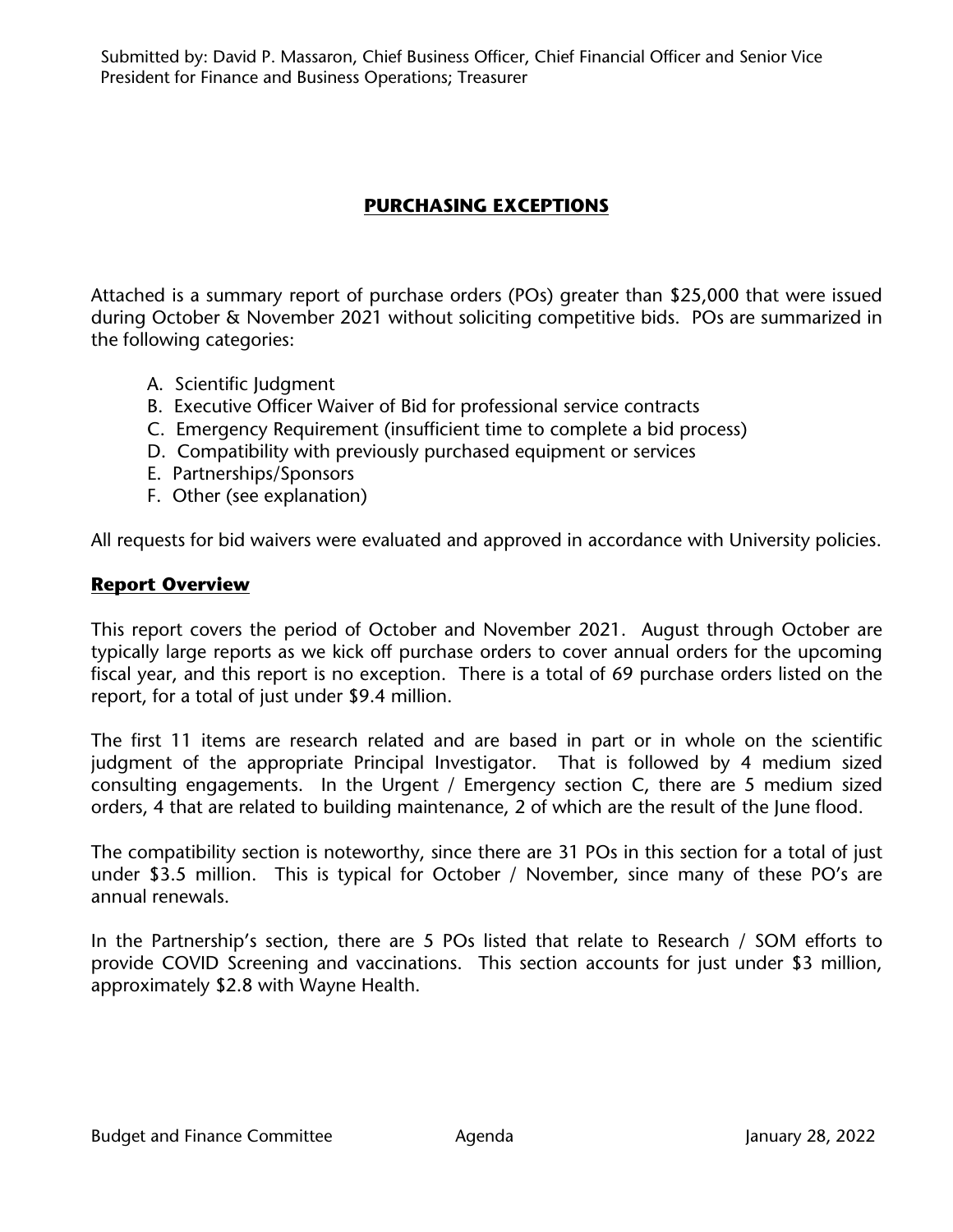Submitted by: David P. Massaron, Chief Business Officer, Chief Financial Officer and Senior Vice President for Finance and Business Operations; Treasurer

# PURCHASING EXCEPTIONS

Attached is a summary report of purchase orders (POs) greater than $25,000 that were issued during October & November 2021 without soliciting competitive bids. POs are summarized in the following categories:

A. Scientific Judgment
B. Executive Officer Waiver of Bid for professional service contracts
C. Emergency Requirement (insufficient time to complete a bid process)
D. Compatibility with previously purchased equipment or services
E. Partnerships/Sponsors
F. Other (see explanation)

All requests for bid waivers were evaluated and approved in accordance with University policies.

## Report Overview

This report covers the period of October and November 2021. August through October are typically large reports as we kick off purchase orders to cover annual orders for the upcoming fiscal year, and this report is no exception. There is a total of 69 purchase orders listed on the report, for a total of just under $9.4 million.

The first 11 items are research related and are based in part or in whole on the scientific judgment of the appropriate Principal Investigator. That is followed by 4 medium sized consulting engagements. In the Urgent / Emergency section C, there are 5 medium sized orders, 4 that are related to building maintenance, 2 of which are the result of the June flood.

The compatibility section is noteworthy, since there are 31 POs in this section for a total of just under $3.5 million. This is typical for October / November, since many of these PO's are annual renewals.

In the Partnership's section, there are 5 POs listed that relate to Research / SOM efforts to provide COVID Screening and vaccinations. This section accounts for just under $3 million, approximately $2.8 with Wayne Health.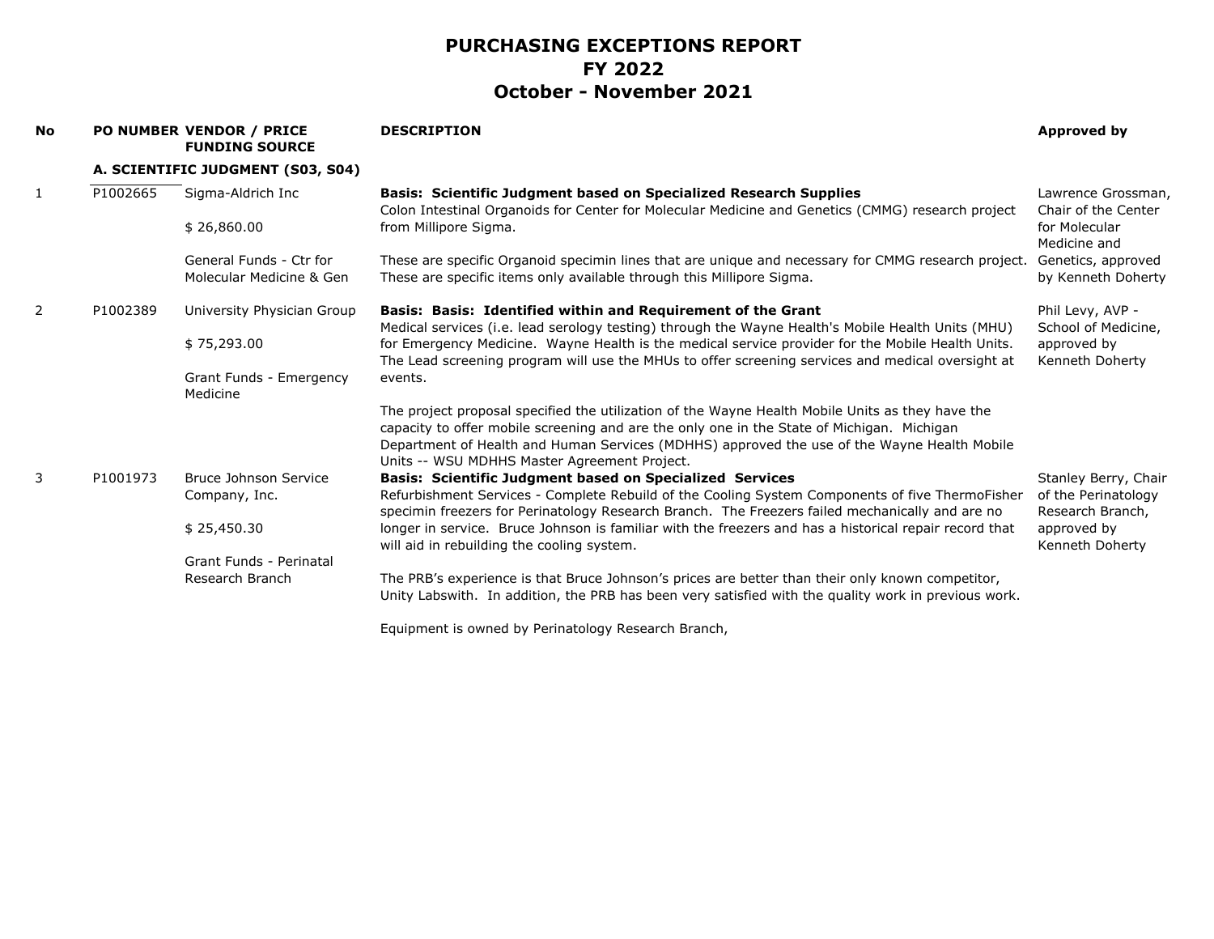# PURCHASING EXCEPTIONS REPORT
# FY 2022
# October - November 2021

| No | PO NUMBER | VENDOR / PRICE<br>FUNDING SOURCE | DESCRIPTION | Approved by |
|---|---|---|---|---|
| | **A. SCIENTIFIC JUDGMENT (S03, S04)** | | | |
| 1 | P1002665 | Sigma-Aldrich Inc<br><br>$ 26,860.00<br><br>General Funds - Ctr for Molecular Medicine & Gen | **Basis: Scientific Judgment based on Specialized Research Supplies**<br>Colon Intestinal Organoids for Center for Molecular Medicine and Genetics (CMMG) research project from Millipore Sigma.<br><br>These are specific Organoid specimin lines that are unique and necessary for CMMG research project. These are specific items only available through this Millipore Sigma. | Lawrence Grossman, Chair of the Center for Molecular Medicine and Genetics, approved by Kenneth Doherty |
| 2 | P1002389 | University Physician Group<br><br>$ 75,293.00<br><br>Grant Funds - Emergency Medicine | **Basis: Basis: Identified within and Requirement of the Grant**<br>Medical services (i.e. lead serology testing) through the Wayne Health's Mobile Health Units (MHU) for Emergency Medicine. Wayne Health is the medical service provider for the Mobile Health Units. The Lead screening program will use the MHUs to offer screening services and medical oversight at events.<br><br>The project proposal specified the utilization of the Wayne Health Mobile Units as they have the capacity to offer mobile screening and are the only one in the State of Michigan. Michigan Department of Health and Human Services (MDHHS) approved the use of the Wayne Health Mobile Units -- WSU MDHHS Master Agreement Project. | Phil Levy, AVP - School of Medicine, approved by Kenneth Doherty |
| 3 | P1001973 | Bruce Johnson Service Company, Inc.<br><br>$ 25,450.30<br><br>Grant Funds - Perinatal Research Branch | **Basis: Scientific Judgment based on Specialized Services**<br>Refurbishment Services - Complete Rebuild of the Cooling System Components of five ThermoFisher specimin freezers for Perinatology Research Branch. The Freezers failed mechanically and are no longer in service. Bruce Johnson is familiar with the freezers and has a historical repair record that will aid in rebuilding the cooling system.<br><br>The PRB's experience is that Bruce Johnson's prices are better than their only known competitor, Unity Labswith. In addition, the PRB has been very satisfied with the quality work in previous work.<br><br>Equipment is owned by Perinatology Research Branch, | Stanley Berry, Chair of the Perinatology Research Branch, approved by Kenneth Doherty |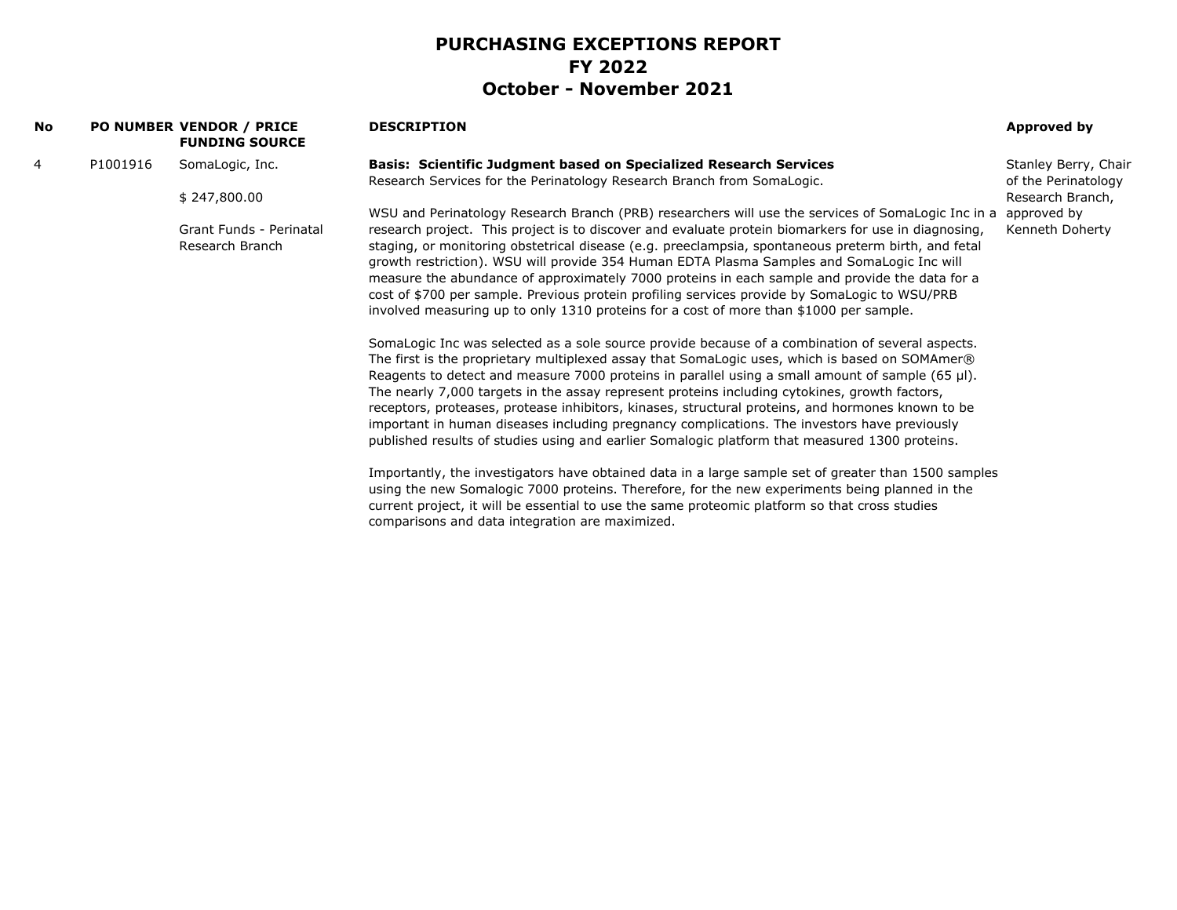# PURCHASING EXCEPTIONS REPORT
## FY 2022
## October - November 2021

| No | PO NUMBER | VENDOR / PRICE FUNDING SOURCE | DESCRIPTION | Approved by |
|---|---|---|---|---|
| 4 | P1001916 | SomaLogic, Inc.<br><br>$ 247,800.00<br><br>Grant Funds - Perinatal Research Branch | **Basis: Scientific Judgment based on Specialized Research Services**<br>Research Services for the Perinatology Research Branch from SomaLogic.<br><br>WSU and Perinatology Research Branch (PRB) researchers will use the services of SomaLogic Inc in a research project. This project is to discover and evaluate protein biomarkers for use in diagnosing, staging, or monitoring obstetrical disease (e.g. preeclampsia, spontaneous preterm birth, and fetal growth restriction). WSU will provide 354 Human EDTA Plasma Samples and SomaLogic Inc will measure the abundance of approximately 7000 proteins in each sample and provide the data for a cost of $700 per sample. Previous protein profiling services provide by SomaLogic to WSU/PRB involved measuring up to only 1310 proteins for a cost of more than $1000 per sample.<br><br>SomaLogic Inc was selected as a sole source provide because of a combination of several aspects. The first is the proprietary multiplexed assay that SomaLogic uses, which is based on SOMAmer® Reagents to detect and measure 7000 proteins in parallel using a small amount of sample (65 µl). The nearly 7,000 targets in the assay represent proteins including cytokines, growth factors, receptors, proteases, protease inhibitors, kinases, structural proteins, and hormones known to be important in human diseases including pregnancy complications. The investors have previously published results of studies using and earlier Somalogic platform that measured 1300 proteins.<br><br>Importantly, the investigators have obtained data in a large sample set of greater than 1500 samples using the new Somalogic 7000 proteins. Therefore, for the new experiments being planned in the current project, it will be essential to use the same proteomic platform so that cross studies comparisons and data integration are maximized. | Stanley Berry, Chair of the Perinatology Research Branch, approved by Kenneth Doherty |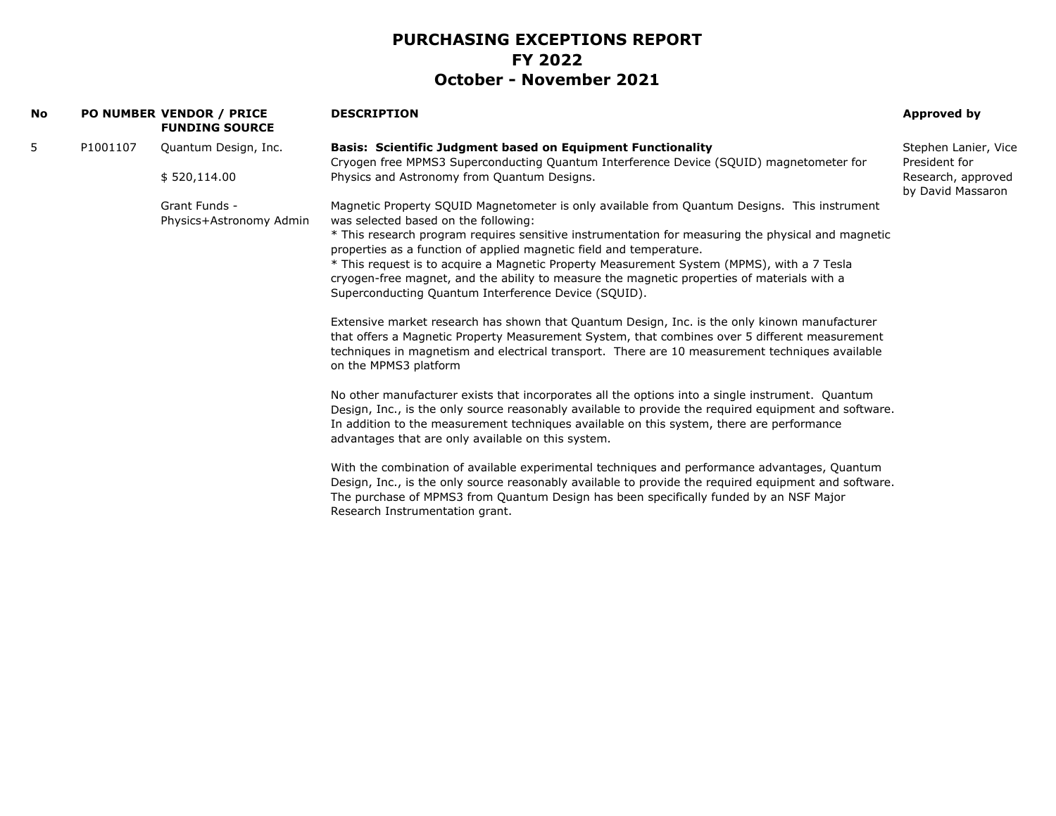# PURCHASING EXCEPTIONS REPORT
# FY 2022
# October - November 2021

| No | PO NUMBER | VENDOR / PRICE FUNDING SOURCE | DESCRIPTION | Approved by |
|---|---|---|---|---|
| 5 | P1001107 | Quantum Design, Inc.<br><br>$ 520,114.00<br><br>Grant Funds - Physics+Astronomy Admin | **Basis: Scientific Judgment based on Equipment Functionality**<br>Cryogen free MPMS3 Superconducting Quantum Interference Device (SQUID) magnetometer for Physics and Astronomy from Quantum Designs.<br><br>Magnetic Property SQUID Magnetometer is only available from Quantum Designs. This instrument was selected based on the following:<br>* This research program requires sensitive instrumentation for measuring the physical and magnetic properties as a function of applied magnetic field and temperature.<br>* This request is to acquire a Magnetic Property Measurement System (MPMS), with a 7 Tesla cryogen-free magnet, and the ability to measure the magnetic properties of materials with a Superconducting Quantum Interference Device (SQUID).<br><br>Extensive market research has shown that Quantum Design, Inc. is the only kinown manufacturer that offers a Magnetic Property Measurement System, that combines over 5 different measurement techniques in magnetism and electrical transport. There are 10 measurement techniques available on the MPMS3 platform<br><br>No other manufacturer exists that incorporates all the options into a single instrument. Quantum Design, Inc., is the only source reasonably available to provide the required equipment and software. In addition to the measurement techniques available on this system, there are performance advantages that are only available on this system.<br><br>With the combination of available experimental techniques and performance advantages, Quantum Design, Inc., is the only source reasonably available to provide the required equipment and software. The purchase of MPMS3 from Quantum Design has been specifically funded by an NSF Major Research Instrumentation grant. | Stephen Lanier, Vice President for Research, approved by David Massaron |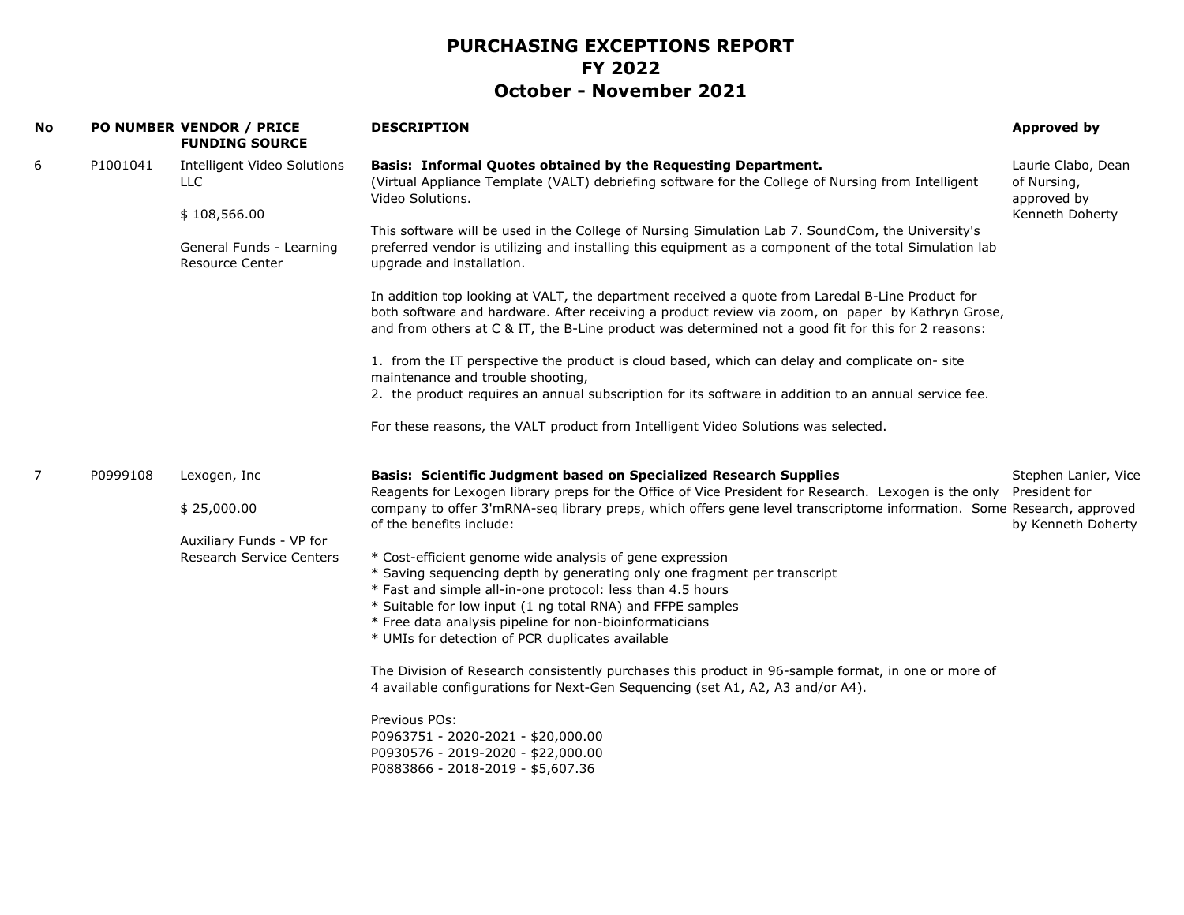# PURCHASING EXCEPTIONS REPORT
## FY 2022
## October - November 2021

| No | PO NUMBER | VENDOR / PRICE<br>FUNDING SOURCE | DESCRIPTION | Approved by |
|---|---|---|---|---|
| 6 | P1001041 | Intelligent Video Solutions LLC<br><br>$ 108,566.00<br><br>General Funds - Learning Resource Center | **Basis: Informal Quotes obtained by the Requesting Department.**<br>(Virtual Appliance Template (VALT) debriefing software for the College of Nursing from Intelligent Video Solutions.<br><br>This software will be used in the College of Nursing Simulation Lab 7. SoundCom, the University's preferred vendor is utilizing and installing this equipment as a component of the total Simulation lab upgrade and installation.<br><br>In addition top looking at VALT, the department received a quote from Laredal B-Line Product for both software and hardware. After receiving a product review via zoom, on paper by Kathryn Grose, and from others at C & IT, the B-Line product was determined not a good fit for this for 2 reasons:<br><br>1. from the IT perspective the product is cloud based, which can delay and complicate on- site maintenance and trouble shooting,<br>2. the product requires an annual subscription for its software in addition to an annual service fee.<br><br>For these reasons, the VALT product from Intelligent Video Solutions was selected. | Laurie Clabo, Dean of Nursing, approved by Kenneth Doherty |
| 7 | P0999108 | Lexogen, Inc<br><br>$ 25,000.00<br><br>Auxiliary Funds - VP for Research Service Centers | **Basis: Scientific Judgment based on Specialized Research Supplies**<br>Reagents for Lexogen library preps for the Office of Vice President for Research. Lexogen is the only company to offer 3'mRNA-seq library preps, which offers gene level transcriptome information. Some of the benefits include:<br><br>* Cost-efficient genome wide analysis of gene expression<br>* Saving sequencing depth by generating only one fragment per transcript<br>* Fast and simple all-in-one protocol: less than 4.5 hours<br>* Suitable for low input (1 ng total RNA) and FFPE samples<br>* Free data analysis pipeline for non-bioinformaticians<br>* UMIs for detection of PCR duplicates available<br><br>The Division of Research consistently purchases this product in 96-sample format, in one or more of 4 available configurations for Next-Gen Sequencing (set A1, A2, A3 and/or A4).<br><br>Previous POs:<br>P0963751 - 2020-2021 - $20,000.00<br>P0930576 - 2019-2020 - $22,000.00<br>P0883866 - 2018-2019 - $5,607.36 | Stephen Lanier, Vice President for Research, approved by Kenneth Doherty |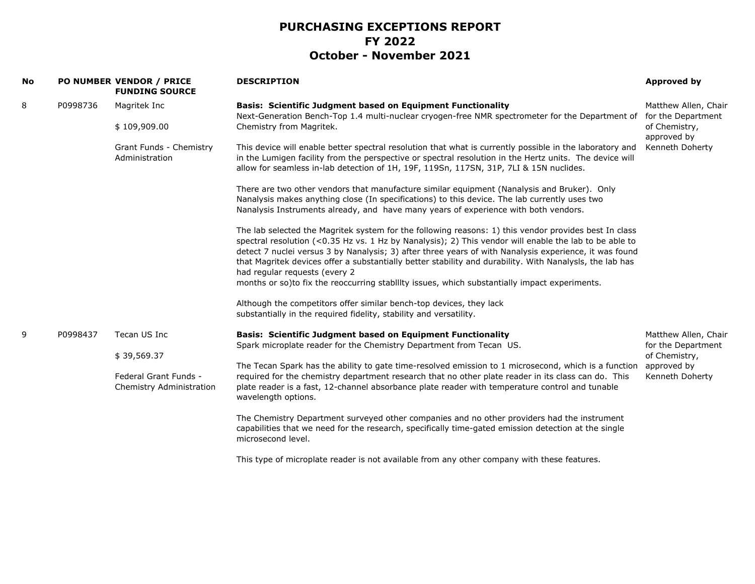# PURCHASING EXCEPTIONS REPORT
# FY 2022
# October - November 2021

| No | PO NUMBER | VENDOR / PRICE FUNDING SOURCE | DESCRIPTION | Approved by |
|---|---|---|---|---|
| 8 | P0998736 | Magritek Inc<br><br>$ 109,909.00<br><br>Grant Funds - Chemistry Administration | **Basis: Scientific Judgment based on Equipment Functionality**<br>Next-Generation Bench-Top 1.4 multi-nuclear cryogen-free NMR spectrometer for the Department of Chemistry from Magritek.<br><br>This device will enable better spectral resolution that what is currently possible in the laboratory and in the Lumigen facility from the perspective or spectral resolution in the Hertz units. The device will allow for seamless in-lab detection of 1H, 19F, 119Sn, 117SN, 31P, 7LI & 15N nuclides.<br><br>There are two other vendors that manufacture similar equipment (Nanalysis and Bruker). Only Nanalysis makes anything close (In specifications) to this device. The lab currently uses two Nanalysis Instruments already, and have many years of experience with both vendors.<br><br>The lab selected the Magritek system for the following reasons: 1) this vendor provides best In class spectral resolution (<0.35 Hz vs. 1 Hz by Nanalysis); 2) This vendor will enable the lab to be able to detect 7 nuclei versus 3 by Nanalysis; 3) after three years of with Nanalysis experience, it was found that Magritek devices offer a substantially better stability and durability. With Nanalysls, the lab has had regular requests (every 2 months or so)to fix the reoccurring stablllty issues, which substantially impact experiments.<br><br>Although the competitors offer similar bench-top devices, they lack substantially in the required fidelity, stability and versatility. | Matthew Allen, Chair for the Department of Chemistry, approved by Kenneth Doherty |
| 9 | P0998437 | Tecan US Inc<br><br>$ 39,569.37<br><br>Federal Grant Funds - Chemistry Administration | **Basis: Scientific Judgment based on Equipment Functionality**<br>Spark microplate reader for the Chemistry Department from Tecan US.<br><br>The Tecan Spark has the ability to gate time-resolved emission to 1 microsecond, which is a function required for the chemistry department research that no other plate reader in its class can do. This plate reader is a fast, 12-channel absorbance plate reader with temperature control and tunable wavelength options.<br><br>The Chemistry Department surveyed other companies and no other providers had the instrument capabilities that we need for the research, specifically time-gated emission detection at the single microsecond level.<br><br>This type of microplate reader is not available from any other company with these features. | Matthew Allen, Chair for the Department of Chemistry, approved by Kenneth Doherty |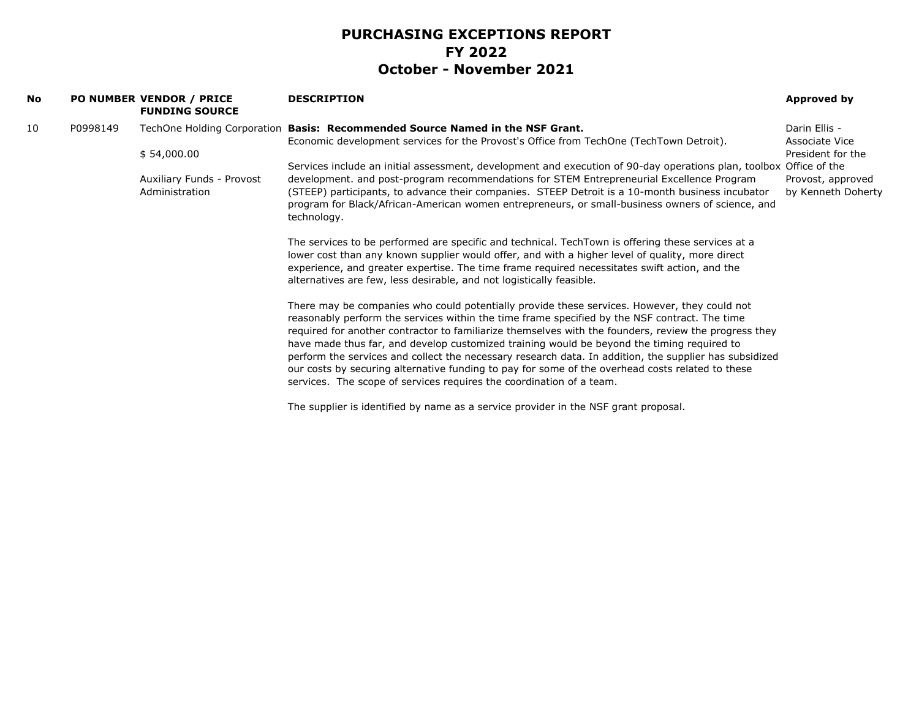# PURCHASING EXCEPTIONS REPORT
# FY 2022
# October - November 2021

| No | PO NUMBER | VENDOR / PRICE FUNDING SOURCE | DESCRIPTION | Approved by |
|---|---|---|---|---|
| 10 | P0998149 | TechOne Holding Corporation<br><br>$ 54,000.00<br><br>Auxiliary Funds - Provost Administration | **Basis: Recommended Source Named in the NSF Grant.**<br>Economic development services for the Provost's Office from TechOne (TechTown Detroit).<br><br>Services include an initial assessment, development and execution of 90-day operations plan, toolbox development. and post-program recommendations for STEM Entrepreneurial Excellence Program (STEEP) participants, to advance their companies. STEEP Detroit is a 10-month business incubator program for Black/African-American women entrepreneurs, or small-business owners of science, and technology.<br><br>The services to be performed are specific and technical. TechTown is offering these services at a lower cost than any known supplier would offer, and with a higher level of quality, more direct experience, and greater expertise. The time frame required necessitates swift action, and the alternatives are few, less desirable, and not logistically feasible.<br><br>There may be companies who could potentially provide these services. However, they could not reasonably perform the services within the time frame specified by the NSF contract. The time required for another contractor to familiarize themselves with the founders, review the progress they have made thus far, and develop customized training would be beyond the timing required to perform the services and collect the necessary research data. In addition, the supplier has subsidized our costs by securing alternative funding to pay for some of the overhead costs related to these services. The scope of services requires the coordination of a team.<br><br>The supplier is identified by name as a service provider in the NSF grant proposal. | Darin Ellis - Associate Vice President for the Office of the Provost, approved by Kenneth Doherty |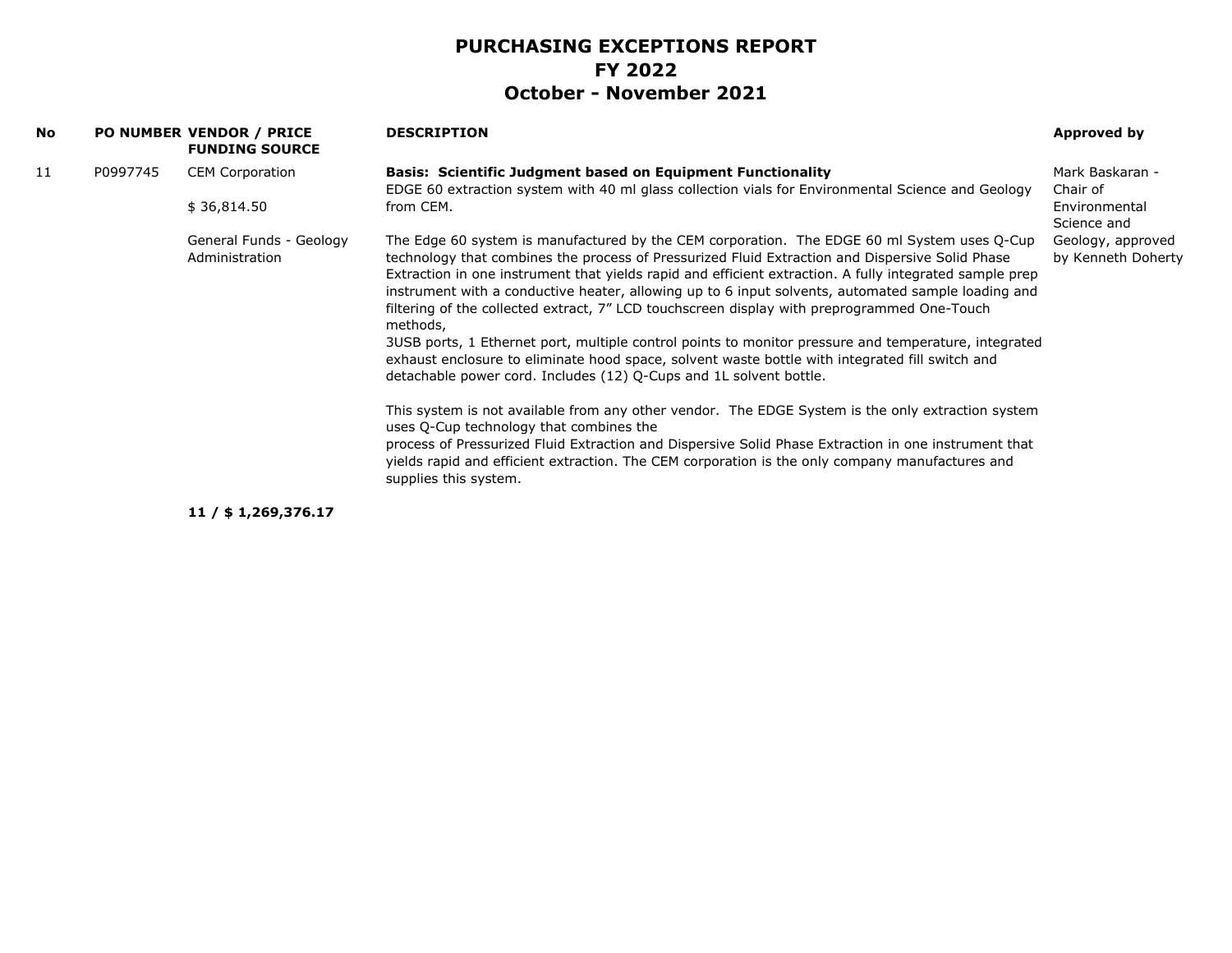# PURCHASING EXCEPTIONS REPORT
## FY 2022
## October - November 2021

| No | PO NUMBER | VENDOR / PRICE FUNDING SOURCE | DESCRIPTION | Approved by |
|---|---|---|---|---|
| 11 | P0997745 | CEM Corporation<br><br>$ 36,814.50<br><br>General Funds - Geology Administration | **Basis: Scientific Judgment based on Equipment Functionality**<br>EDGE 60 extraction system with 40 ml glass collection vials for Environmental Science and Geology from CEM.<br><br>The Edge 60 system is manufactured by the CEM corporation. The EDGE 60 ml System uses Q-Cup technology that combines the process of Pressurized Fluid Extraction and Dispersive Solid Phase Extraction in one instrument that yields rapid and efficient extraction. A fully integrated sample prep instrument with a conductive heater, allowing up to 6 input solvents, automated sample loading and filtering of the collected extract, 7" LCD touchscreen display with preprogrammed One-Touch methods,<br>3USB ports, 1 Ethernet port, multiple control points to monitor pressure and temperature, integrated exhaust enclosure to eliminate hood space, solvent waste bottle with integrated fill switch and detachable power cord. Includes (12) Q-Cups and 1L solvent bottle.<br><br>This system is not available from any other vendor. The EDGE System is the only extraction system uses Q-Cup technology that combines the<br>process of Pressurized Fluid Extraction and Dispersive Solid Phase Extraction in one instrument that yields rapid and efficient extraction. The CEM corporation is the only company manufactures and supplies this system. | Mark Baskaran - Chair of Environmental Science and Geology, approved by Kenneth Doherty |

**11 / $ 1,269,376.17**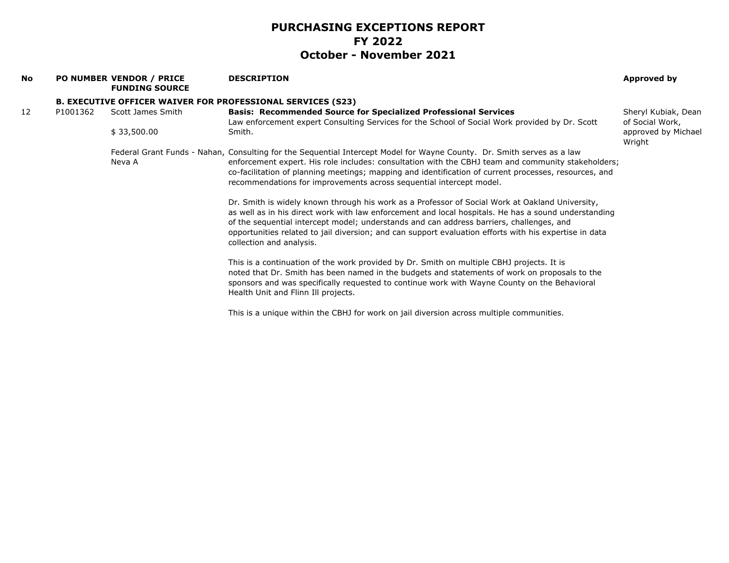# PURCHASING EXCEPTIONS REPORT
## FY 2022
## October - November 2021

| No | PO NUMBER | VENDOR / PRICE<br>FUNDING SOURCE | DESCRIPTION | Approved by |
|---|---|---|---|---|
| | **B. EXECUTIVE OFFICER WAIVER FOR PROFESSIONAL SERVICES (S23)** | | | |
| 12 | P1001362 | Scott James Smith<br><br>$ 33,500.00<br><br>Federal Grant Funds - Nahan, Neva A | **Basis: Recommended Source for Specialized Professional Services**<br>Law enforcement expert Consulting Services for the School of Social Work provided by Dr. Scott Smith.<br><br>Consulting for the Sequential Intercept Model for Wayne County. Dr. Smith serves as a law enforcement expert. His role includes: consultation with the CBHJ team and community stakeholders; co-facilitation of planning meetings; mapping and identification of current processes, resources, and recommendations for improvements across sequential intercept model.<br><br>Dr. Smith is widely known through his work as a Professor of Social Work at Oakland University, as well as in his direct work with law enforcement and local hospitals. He has a sound understanding of the sequential intercept model; understands and can address barriers, challenges, and opportunities related to jail diversion; and can support evaluation efforts with his expertise in data collection and analysis.<br><br>This is a continuation of the work provided by Dr. Smith on multiple CBHJ projects. It is noted that Dr. Smith has been named in the budgets and statements of work on proposals to the sponsors and was specifically requested to continue work with Wayne County on the Behavioral Health Unit and Flinn Ill projects.<br><br>This is a unique within the CBHJ for work on jail diversion across multiple communities. | Sheryl Kubiak, Dean of Social Work, approved by Michael Wright |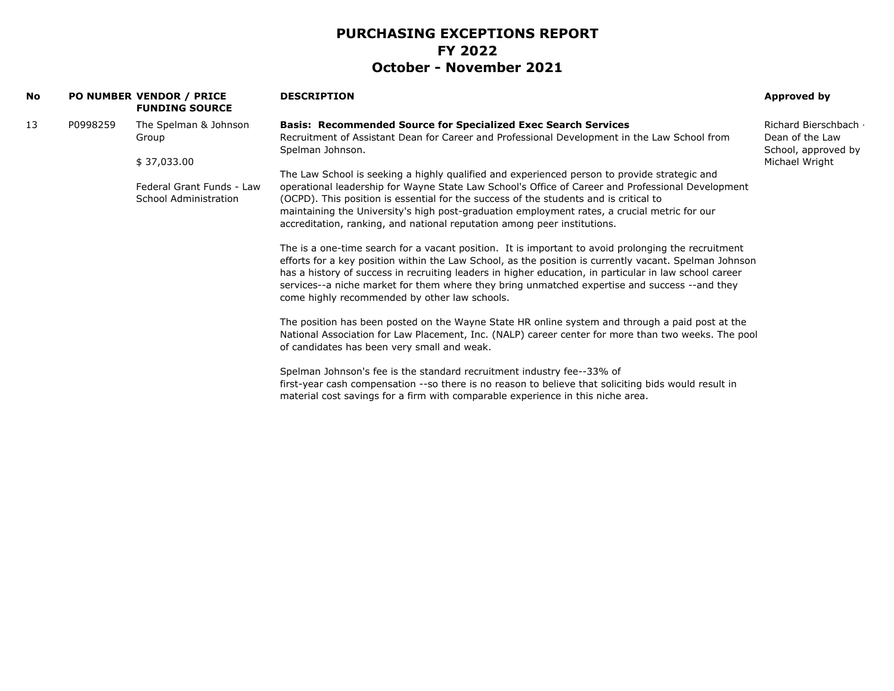# PURCHASING EXCEPTIONS REPORT
# FY 2022
# October - November 2021

| No | PO NUMBER | VENDOR / PRICE FUNDING SOURCE | DESCRIPTION | Approved by |
|---|---|---|---|---|
| 13 | P0998259 | The Spelman & Johnson Group<br><br>$ 37,033.00<br><br>Federal Grant Funds - Law School Administration | **Basis: Recommended Source for Specialized Exec Search Services**<br>Recruitment of Assistant Dean for Career and Professional Development in the Law School from Spelman Johnson.<br><br>The Law School is seeking a highly qualified and experienced person to provide strategic and operational leadership for Wayne State Law School's Office of Career and Professional Development (OCPD). This position is essential for the success of the students and is critical to maintaining the University's high post-graduation employment rates, a crucial metric for our accreditation, ranking, and national reputation among peer institutions.<br><br>The is a one-time search for a vacant position. It is important to avoid prolonging the recruitment efforts for a key position within the Law School, as the position is currently vacant. Spelman Johnson has a history of success in recruiting leaders in higher education, in particular in law school career services--a niche market for them where they bring unmatched expertise and success --and they come highly recommended by other law schools.<br><br>The position has been posted on the Wayne State HR online system and through a paid post at the National Association for Law Placement, Inc. (NALP) career center for more than two weeks. The pool of candidates has been very small and weak.<br><br>Spelman Johnson's fee is the standard recruitment industry fee--33% of first-year cash compensation --so there is no reason to believe that soliciting bids would result in material cost savings for a firm with comparable experience in this niche area. | Richard Bierschbach - Dean of the Law School, approved by Michael Wright |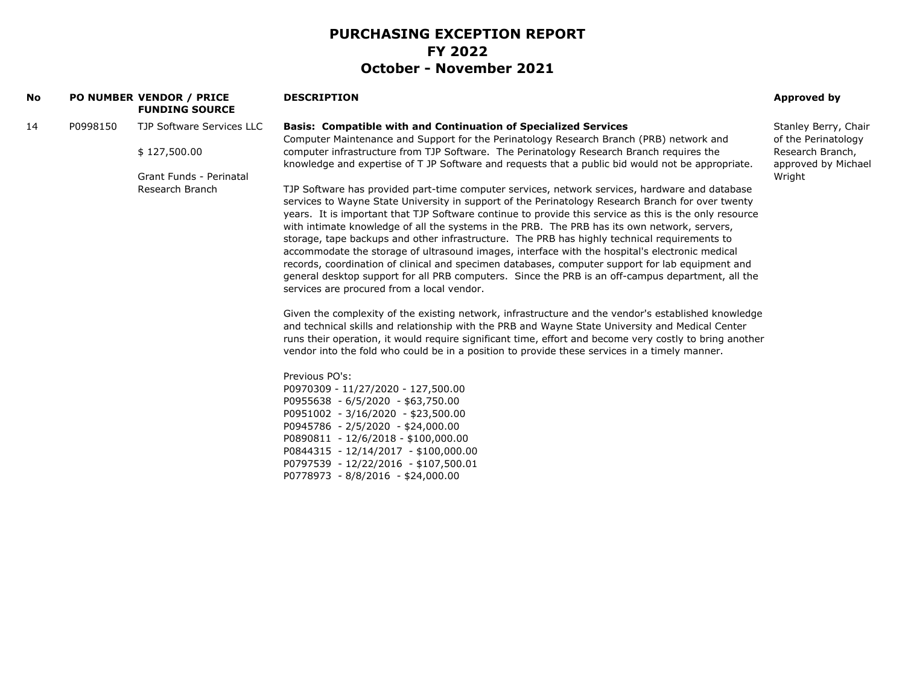# PURCHASING EXCEPTION REPORT
# FY 2022
# October - November 2021

| No | PO NUMBER | VENDOR / PRICE FUNDING SOURCE | DESCRIPTION | Approved by |
|---|---|---|---|---|
| 14 | P0998150 | TJP Software Services LLC<br><br>$ 127,500.00<br><br>Grant Funds - Perinatal Research Branch | **Basis: Compatible with and Continuation of Specialized Services**<br>Computer Maintenance and Support for the Perinatology Research Branch (PRB) network and computer infrastructure from TJP Software. The Perinatology Research Branch requires the knowledge and expertise of T JP Software and requests that a public bid would not be appropriate.<br><br>TJP Software has provided part-time computer services, network services, hardware and database services to Wayne State University in support of the Perinatology Research Branch for over twenty years. It is important that TJP Software continue to provide this service as this is the only resource with intimate knowledge of all the systems in the PRB. The PRB has its own network, servers, storage, tape backups and other infrastructure. The PRB has highly technical requirements to accommodate the storage of ultrasound images, interface with the hospital's electronic medical records, coordination of clinical and specimen databases, computer support for lab equipment and general desktop support for all PRB computers. Since the PRB is an off-campus department, all the services are procured from a local vendor.<br><br>Given the complexity of the existing network, infrastructure and the vendor's established knowledge and technical skills and relationship with the PRB and Wayne State University and Medical Center runs their operation, it would require significant time, effort and become very costly to bring another vendor into the fold who could be in a position to provide these services in a timely manner.<br><br>Previous PO's:<br>P0970309 - 11/27/2020 - 127,500.00<br>P0955638 - 6/5/2020 - $63,750.00<br>P0951002 - 3/16/2020 - $23,500.00<br>P0945786 - 2/5/2020 - $24,000.00<br>P0890811 - 12/6/2018 - $100,000.00<br>P0844315 - 12/14/2017 - $100,000.00<br>P0797539 - 12/22/2016 - $107,500.01<br>P0778973 - 8/8/2016 - $24,000.00 | Stanley Berry, Chair of the Perinatology Research Branch, approved by Michael Wright |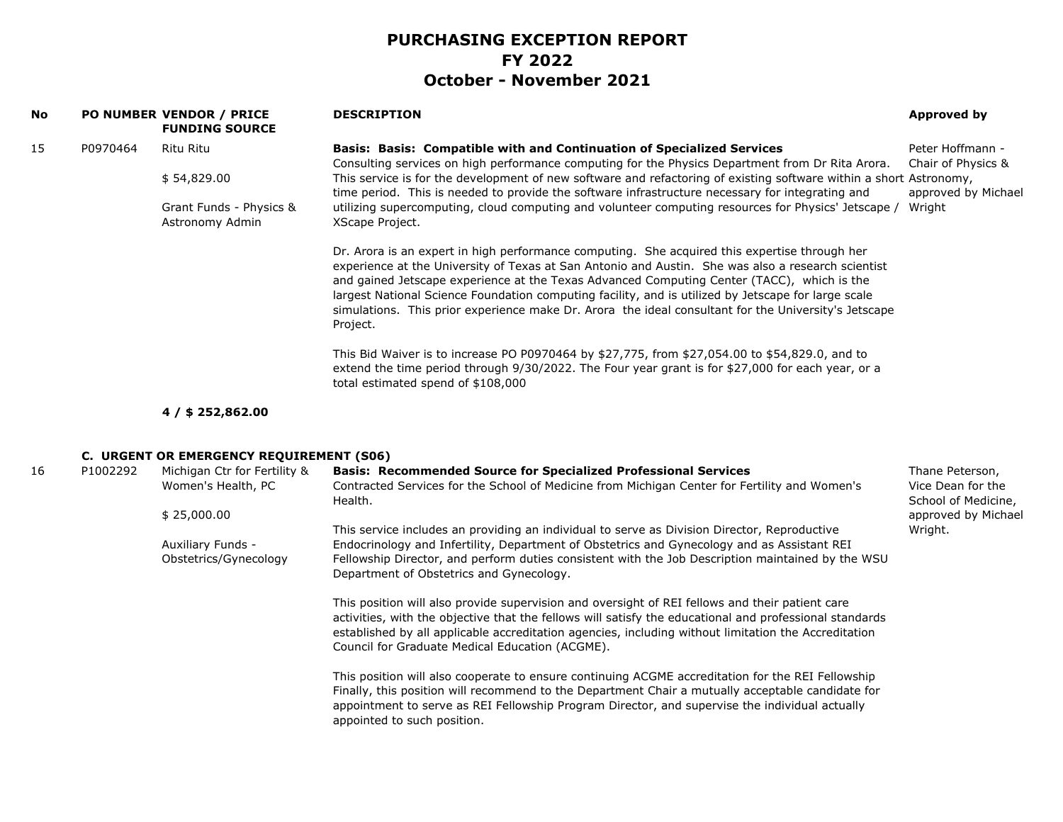# PURCHASING EXCEPTION REPORT
## FY 2022
## October - November 2021

| No | PO NUMBER | VENDOR / PRICE FUNDING SOURCE | DESCRIPTION | Approved by |
|---|---|---|---|---|
| 15 | P0970464 | Ritu Ritu<br><br>$ 54,829.00<br><br>Grant Funds - Physics & Astronomy Admin | **Basis: Basis: Compatible with and Continuation of Specialized Services**<br>Consulting services on high performance computing for the Physics Department from Dr Rita Arora. This service is for the development of new software and refactoring of existing software within a short time period. This is needed to provide the software infrastructure necessary for integrating and utilizing supercomputing, cloud computing and volunteer computing resources for Physics' Jetscape / XScape Project.<br><br>Dr. Arora is an expert in high performance computing. She acquired this expertise through her experience at the University of Texas at San Antonio and Austin. She was also a research scientist and gained Jetscape experience at the Texas Advanced Computing Center (TACC), which is the largest National Science Foundation computing facility, and is utilized by Jetscape for large scale simulations. This prior experience make Dr. Arora the ideal consultant for the University's Jetscape Project.<br><br>This Bid Waiver is to increase PO P0970464 by $27,775, from $27,054.00 to $54,829.0, and to extend the time period through 9/30/2022. The Four year grant is for $27,000 for each year, or a total estimated spend of $108,000 | Peter Hoffmann - Chair of Physics & Astronomy, approved by Michael Wright |
| | | **4 / $ 252,862.00** | | |

### C. URGENT OR EMERGENCY REQUIREMENT (S06)

| No | PO NUMBER | VENDOR / PRICE FUNDING SOURCE | DESCRIPTION | Approved by |
|---|---|---|---|---|
| 16 | P1002292 | Michigan Ctr for Fertility & Women's Health, PC<br><br>$ 25,000.00<br><br>Auxiliary Funds - Obstetrics/Gynecology | **Basis: Recommended Source for Specialized Professional Services**<br>Contracted Services for the School of Medicine from Michigan Center for Fertility and Women's Health.<br><br>This service includes an providing an individual to serve as Division Director, Reproductive Endocrinology and Infertility, Department of Obstetrics and Gynecology and as Assistant REI Fellowship Director, and perform duties consistent with the Job Description maintained by the WSU Department of Obstetrics and Gynecology.<br><br>This position will also provide supervision and oversight of REI fellows and their patient care activities, with the objective that the fellows will satisfy the educational and professional standards established by all applicable accreditation agencies, including without limitation the Accreditation Council for Graduate Medical Education (ACGME).<br><br>This position will also cooperate to ensure continuing ACGME accreditation for the REI Fellowship Finally, this position will recommend to the Department Chair a mutually acceptable candidate for appointment to serve as REI Fellowship Program Director, and supervise the individual actually appointed to such position. | Thane Peterson, Vice Dean for the School of Medicine, approved by Michael Wright. |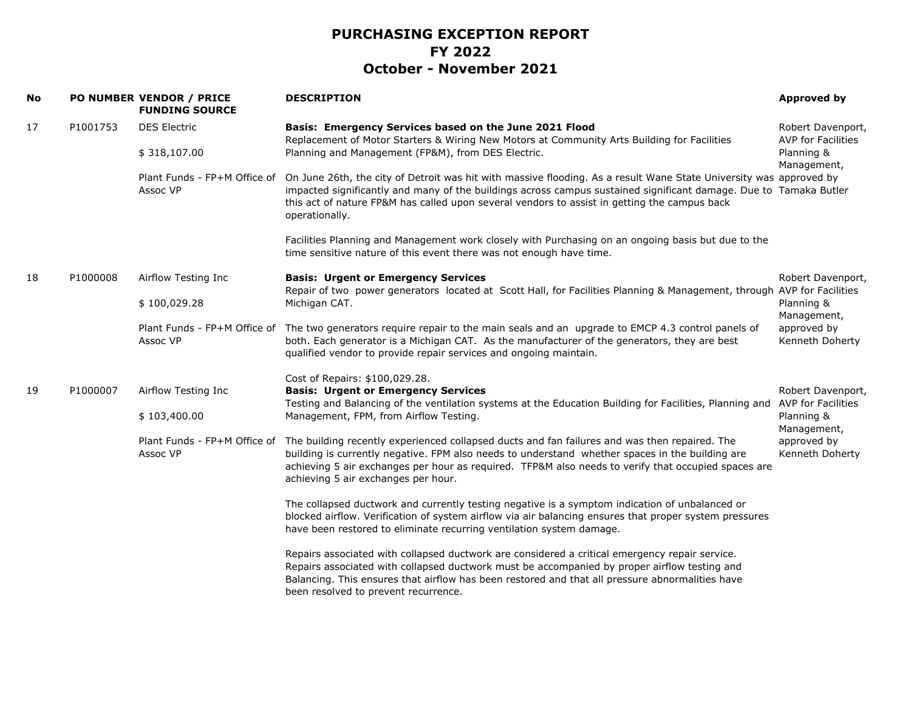# PURCHASING EXCEPTION REPORT
# FY 2022
# October - November 2021

| No | PO NUMBER | VENDOR / PRICE FUNDING SOURCE | DESCRIPTION | Approved by |
|---|---|---|---|---|
| 17 | P1001753 | DES Electric<br><br>$ 318,107.00<br><br>Plant Funds - FP+M Office of Assoc VP | **Basis: Emergency Services based on the June 2021 Flood**<br>Replacement of Motor Starters & Wiring New Motors at Community Arts Building for Facilities Planning and Management (FP&M), from DES Electric.<br><br>On June 26th, the city of Detroit was hit with massive flooding. As a result Wane State University was impacted significantly and many of the buildings across campus sustained significant damage. Due to this act of nature FP&M has called upon several vendors to assist in getting the campus back operationally.<br><br>Facilities Planning and Management work closely with Purchasing on an ongoing basis but due to the time sensitive nature of this event there was not enough have time. | Robert Davenport, AVP for Facilities Planning & Management, approved by Tamaka Butler |
| 18 | P1000008 | Airflow Testing Inc<br><br>$ 100,029.28<br><br>Plant Funds - FP+M Office of Assoc VP | **Basis: Urgent or Emergency Services**<br>Repair of two power generators located at Scott Hall, for Facilities Planning & Management, through Michigan CAT.<br><br>The two generators require repair to the main seals and an upgrade to EMCP 4.3 control panels of both. Each generator is a Michigan CAT. As the manufacturer of the generators, they are best qualified vendor to provide repair services and ongoing maintain.<br><br>Cost of Repairs: $100,029.28. | Robert Davenport, AVP for Facilities Planning & Management, approved by Kenneth Doherty |
| 19 | P1000007 | Airflow Testing Inc<br><br>$ 103,400.00<br><br>Plant Funds - FP+M Office of Assoc VP | **Basis: Urgent or Emergency Services**<br>Testing and Balancing of the ventilation systems at the Education Building for Facilities, Planning and Management, FPM, from Airflow Testing.<br><br>The building recently experienced collapsed ducts and fan failures and was then repaired. The building is currently negative. FPM also needs to understand whether spaces in the building are achieving 5 air exchanges per hour as required. TFP&M also needs to verify that occupied spaces are achieving 5 air exchanges per hour.<br><br>The collapsed ductwork and currently testing negative is a symptom indication of unbalanced or blocked airflow. Verification of system airflow via air balancing ensures that proper system pressures have been restored to eliminate recurring ventilation system damage.<br><br>Repairs associated with collapsed ductwork are considered a critical emergency repair service. Repairs associated with collapsed ductwork must be accompanied by proper airflow testing and Balancing. This ensures that airflow has been restored and that all pressure abnormalities have been resolved to prevent recurrence. | Robert Davenport, AVP for Facilities Planning & Management, approved by Kenneth Doherty |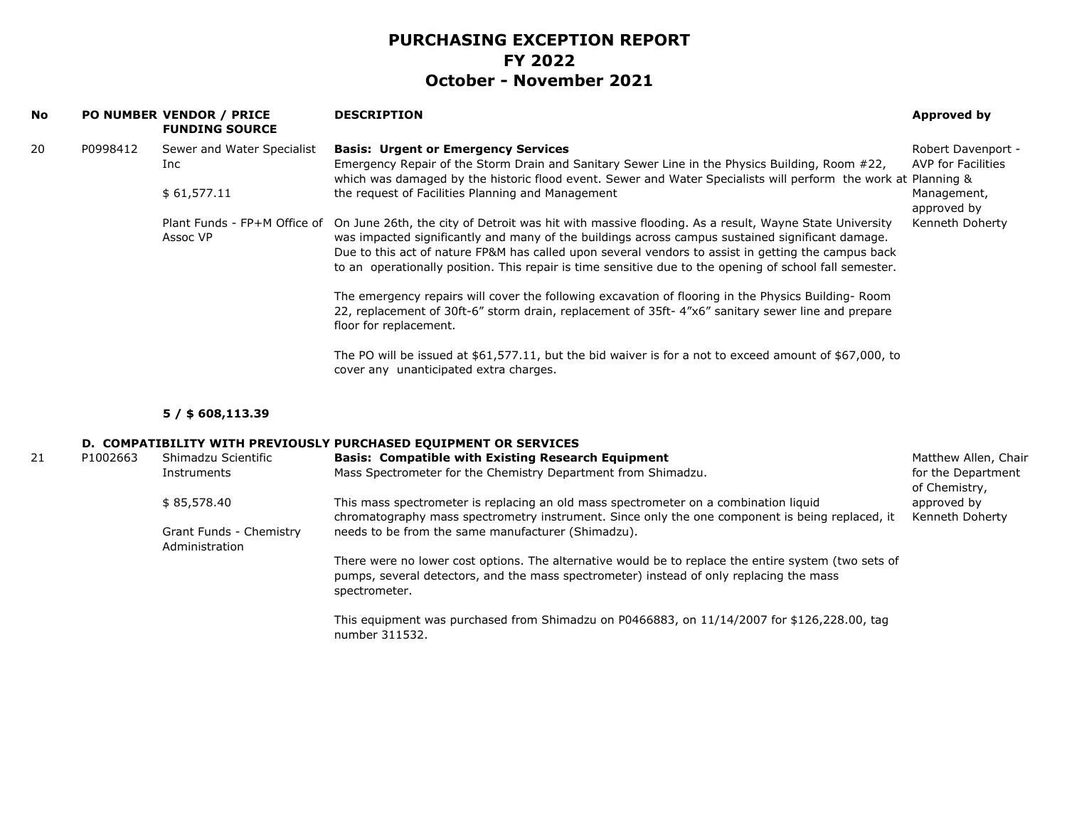# PURCHASING EXCEPTION REPORT
## FY 2022
## October - November 2021

| No | PO NUMBER | VENDOR / PRICE FUNDING SOURCE | DESCRIPTION | Approved by |
|---|---|---|---|---|
| 20 | P0998412 | Sewer and Water Specialist Inc<br><br>$ 61,577.11<br><br>Plant Funds - FP+M Office of Assoc VP | **Basis: Urgent or Emergency Services**<br>Emergency Repair of the Storm Drain and Sanitary Sewer Line in the Physics Building, Room #22, which was damaged by the historic flood event. Sewer and Water Specialists will perform the work at the request of Facilities Planning and Management<br><br>On June 26th, the city of Detroit was hit with massive flooding. As a result, Wayne State University was impacted significantly and many of the buildings across campus sustained significant damage. Due to this act of nature FP&M has called upon several vendors to assist in getting the campus back to an operationally position. This repair is time sensitive due to the opening of school fall semester.<br><br>The emergency repairs will cover the following excavation of flooring in the Physics Building- Room 22, replacement of 30ft-6" storm drain, replacement of 35ft- 4"x6" sanitary sewer line and prepare floor for replacement.<br><br>The PO will be issued at $61,577.11, but the bid waiver is for a not to exceed amount of $67,000, to cover any unanticipated extra charges. | Robert Davenport - AVP for Facilities Planning & Management, approved by Kenneth Doherty |
| | | **5 / $ 608,113.39** | | |

**D. COMPATIBILITY WITH PREVIOUSLY PURCHASED EQUIPMENT OR SERVICES**

| No | PO NUMBER | VENDOR / PRICE FUNDING SOURCE | DESCRIPTION | Approved by |
|---|---|---|---|---|
| 21 | P1002663 | Shimadzu Scientific Instruments<br><br>$ 85,578.40<br><br>Grant Funds - Chemistry Administration | **Basis: Compatible with Existing Research Equipment**<br>Mass Spectrometer for the Chemistry Department from Shimadzu.<br><br>This mass spectrometer is replacing an old mass spectrometer on a combination liquid chromatography mass spectrometry instrument. Since only the one component is being replaced, it needs to be from the same manufacturer (Shimadzu).<br><br>There were no lower cost options. The alternative would be to replace the entire system (two sets of pumps, several detectors, and the mass spectrometer) instead of only replacing the mass spectrometer.<br><br>This equipment was purchased from Shimadzu on P0466883, on 11/14/2007 for $126,228.00, tag number 311532. | Matthew Allen, Chair for the Department of Chemistry, approved by Kenneth Doherty |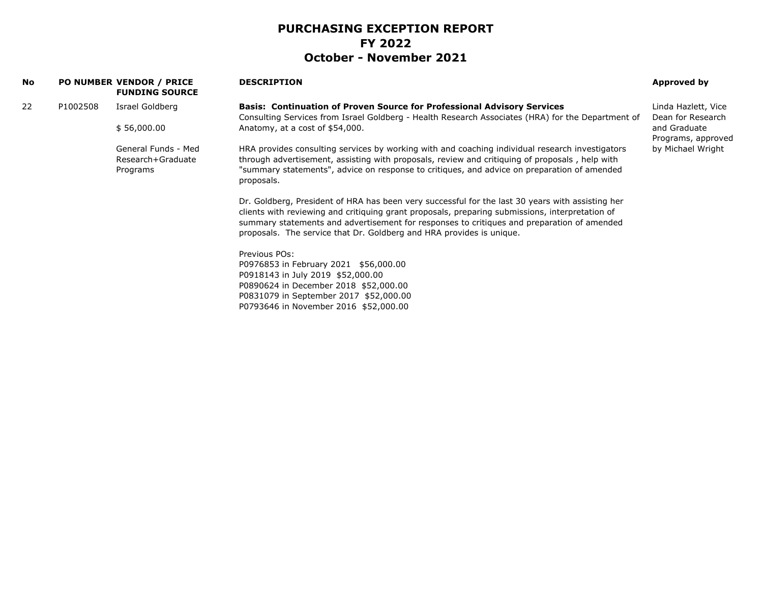# PURCHASING EXCEPTION REPORT
# FY 2022
# October - November 2021

| No | PO NUMBER | VENDOR / PRICE<br>FUNDING SOURCE | DESCRIPTION | Approved by |
|---|---|---|---|---|
| 22 | P1002508 | Israel Goldberg<br><br>$ 56,000.00<br><br>General Funds - Med Research+Graduate Programs | **Basis: Continuation of Proven Source for Professional Advisory Services**<br>Consulting Services from Israel Goldberg - Health Research Associates (HRA) for the Department of Anatomy, at a cost of $54,000.<br><br>HRA provides consulting services by working with and coaching individual research investigators through advertisement, assisting with proposals, review and critiquing of proposals , help with "summary statements", advice on response to critiques, and advice on preparation of amended proposals.<br><br>Dr. Goldberg, President of HRA has been very successful for the last 30 years with assisting her clients with reviewing and critiquing grant proposals, preparing submissions, interpretation of summary statements and advertisement for responses to critiques and preparation of amended proposals. The service that Dr. Goldberg and HRA provides is unique.<br><br>Previous POs:<br>P0976853 in February 2021 $56,000.00<br>P0918143 in July 2019 $52,000.00<br>P0890624 in December 2018 $52,000.00<br>P0831079 in September 2017 $52,000.00<br>P0793646 in November 2016 $52,000.00 | Linda Hazlett, Vice Dean for Research and Graduate Programs, approved by Michael Wright |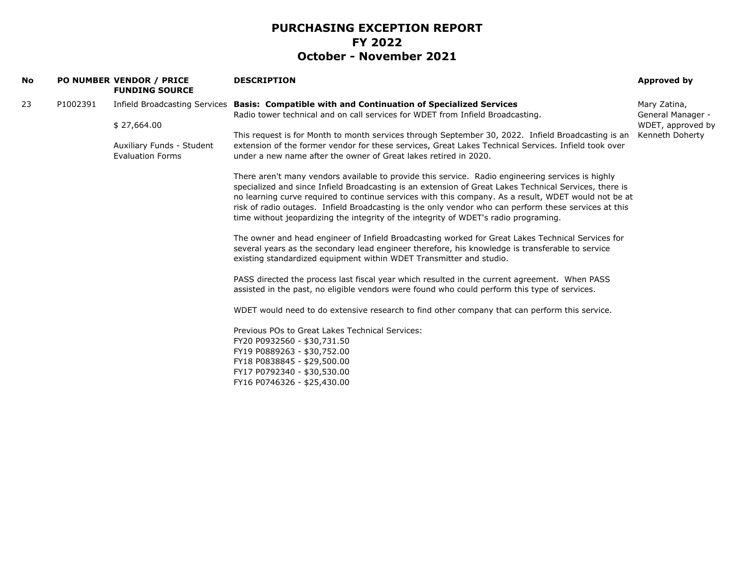# PURCHASING EXCEPTION REPORT
# FY 2022
# October - November 2021

| No | PO NUMBER | VENDOR / PRICE<br>FUNDING SOURCE | DESCRIPTION | Approved by |
|---|---|---|---|---|
| 23 | P1002391 | Infield Broadcasting Services<br><br>$ 27,664.00<br><br>Auxiliary Funds - Student Evaluation Forms | **Basis: Compatible with and Continuation of Specialized Services**<br>Radio tower technical and on call services for WDET from Infield Broadcasting.<br><br>This request is for Month to month services through September 30, 2022. Infield Broadcasting is an extension of the former vendor for these services, Great Lakes Technical Services. Infield took over under a new name after the owner of Great lakes retired in 2020.<br><br>There aren't many vendors available to provide this service. Radio engineering services is highly specialized and since Infield Broadcasting is an extension of Great Lakes Technical Services, there is no learning curve required to continue services with this company. As a result, WDET would not be at risk of radio outages. Infield Broadcasting is the only vendor who can perform these services at this time without jeopardizing the integrity of the integrity of WDET's radio programing.<br><br>The owner and head engineer of Infield Broadcasting worked for Great Lakes Technical Services for several years as the secondary lead engineer therefore, his knowledge is transferable to service existing standardized equipment within WDET Transmitter and studio.<br><br>PASS directed the process last fiscal year which resulted in the current agreement. When PASS assisted in the past, no eligible vendors were found who could perform this type of services.<br><br>WDET would need to do extensive research to find other company that can perform this service.<br><br>Previous POs to Great Lakes Technical Services:<br>FY20 P0932560 - $30,731.50<br>FY19 P0889263 - $30,752.00<br>FY18 P0838845 - $29,500.00<br>FY17 P0792340 - $30,530.00<br>FY16 P0746326 - $25,430.00 | Mary Zatina, General Manager - WDET, approved by Kenneth Doherty |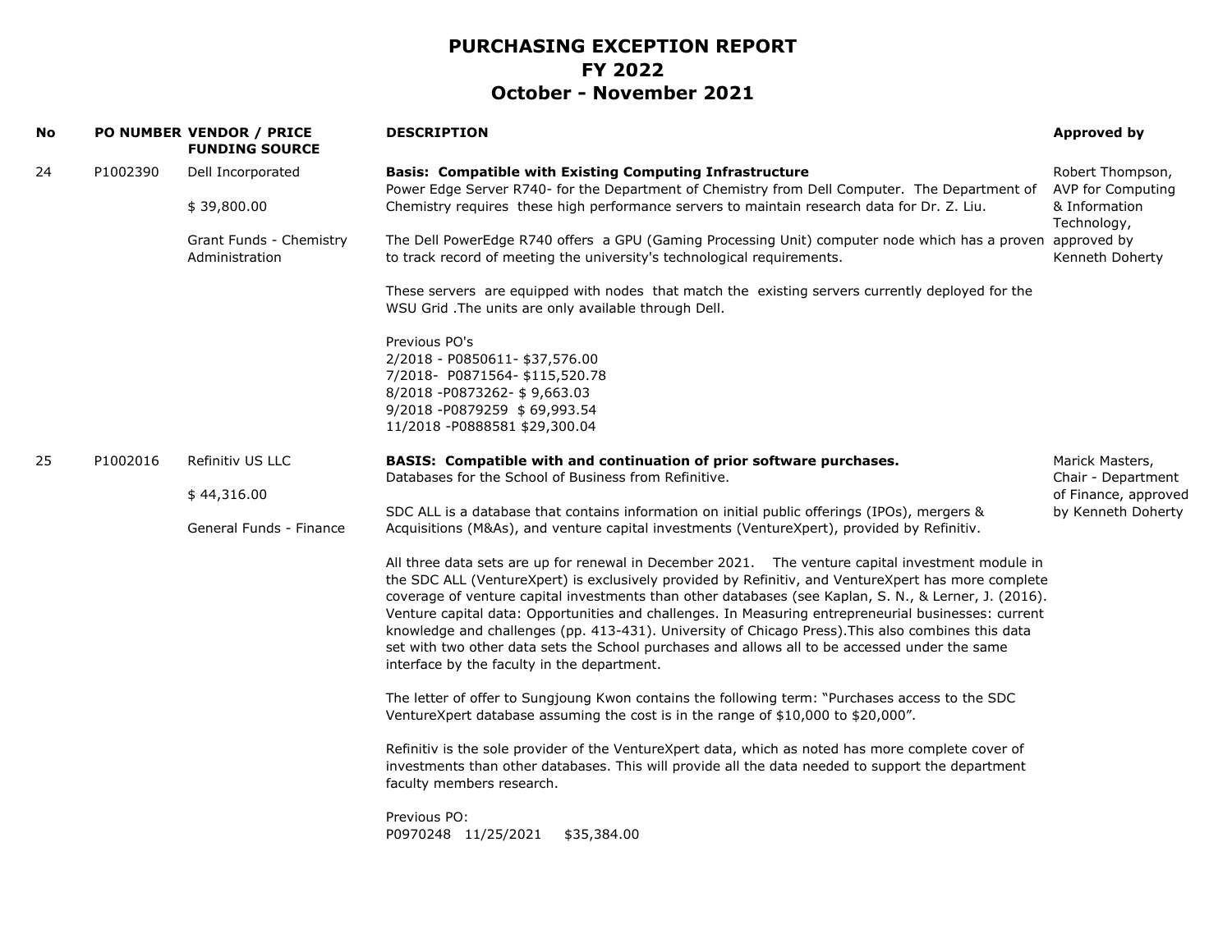# PURCHASING EXCEPTION REPORT
## FY 2022
## October - November 2021

| No | PO NUMBER | VENDOR / PRICE<br>FUNDING SOURCE | DESCRIPTION | Approved by |
|---|---|---|---|---|
| 24 | P1002390 | Dell Incorporated<br><br>$ 39,800.00<br><br>Grant Funds - Chemistry Administration | **Basis: Compatible with Existing Computing Infrastructure**<br>Power Edge Server R740- for the Department of Chemistry from Dell Computer. The Department of Chemistry requires these high performance servers to maintain research data for Dr. Z. Liu.<br><br>The Dell PowerEdge R740 offers a GPU (Gaming Processing Unit) computer node which has a proven to track record of meeting the university's technological requirements.<br><br>These servers are equipped with nodes that match the existing servers currently deployed for the WSU Grid .The units are only available through Dell.<br><br>Previous PO's<br>2/2018 - P0850611- $37,576.00<br>7/2018- P0871564- $115,520.78<br>8/2018 -P0873262- $ 9,663.03<br>9/2018 -P0879259 $ 69,993.54<br>11/2018 -P0888581 $29,300.04 | Robert Thompson, AVP for Computing & Information Technology, approved by Kenneth Doherty |
| 25 | P1002016 | Refinitiv US LLC<br><br>$ 44,316.00<br><br>General Funds - Finance | **BASIS: Compatible with and continuation of prior software purchases.**<br>Databases for the School of Business from Refinitive.<br><br>SDC ALL is a database that contains information on initial public offerings (IPOs), mergers & Acquisitions (M&As), and venture capital investments (VentureXpert), provided by Refinitiv.<br><br>All three data sets are up for renewal in December 2021. The venture capital investment module in the SDC ALL (VentureXpert) is exclusively provided by Refinitiv, and VentureXpert has more complete coverage of venture capital investments than other databases (see Kaplan, S. N., & Lerner, J. (2016). Venture capital data: Opportunities and challenges. In Measuring entrepreneurial businesses: current knowledge and challenges (pp. 413-431). University of Chicago Press).This also combines this data set with two other data sets the School purchases and allows all to be accessed under the same interface by the faculty in the department.<br><br>The letter of offer to Sungjoung Kwon contains the following term: "Purchases access to the SDC VentureXpert database assuming the cost is in the range of $10,000 to $20,000".<br><br>Refinitiv is the sole provider of the VentureXpert data, which as noted has more complete cover of investments than other databases. This will provide all the data needed to support the department faculty members research.<br><br>Previous PO:<br>P0970248 11/25/2021 $35,384.00 | Marick Masters, Chair - Department of Finance, approved by Kenneth Doherty |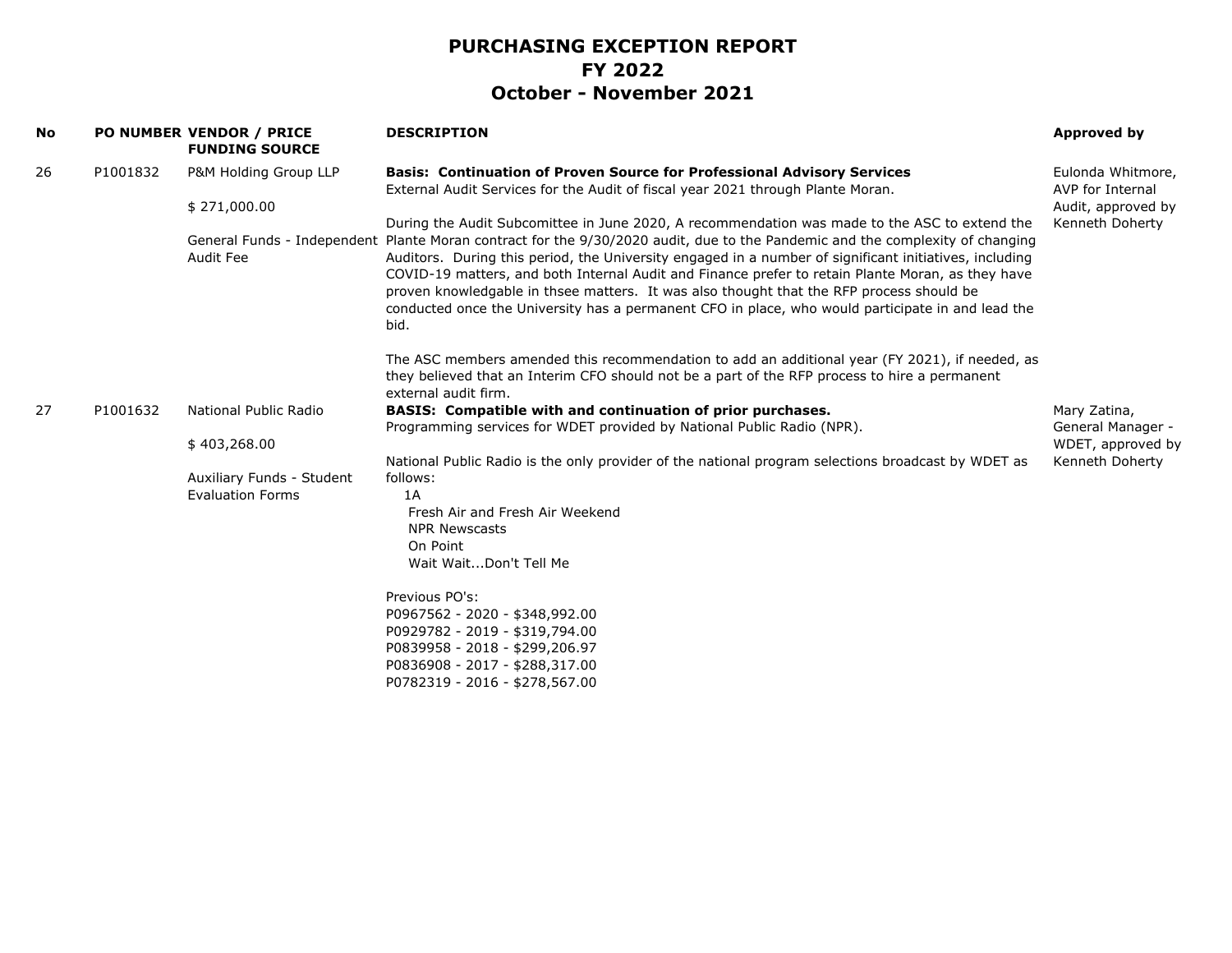# PURCHASING EXCEPTION REPORT
## FY 2022
## October - November 2021

| No | PO NUMBER | VENDOR / PRICE FUNDING SOURCE | DESCRIPTION | Approved by |
|---|---|---|---|---|
| 26 | P1001832 | P&M Holding Group LLP<br><br>$ 271,000.00<br><br>General Funds - Independent Audit Fee | **Basis: Continuation of Proven Source for Professional Advisory Services**<br>External Audit Services for the Audit of fiscal year 2021 through Plante Moran.<br><br>During the Audit Subcomittee in June 2020, A recommendation was made to the ASC to extend the Plante Moran contract for the 9/30/2020 audit, due to the Pandemic and the complexity of changing Auditors. During this period, the University engaged in a number of significant initiatives, including COVID-19 matters, and both Internal Audit and Finance prefer to retain Plante Moran, as they have proven knowledgable in thsee matters. It was also thought that the RFP process should be conducted once the University has a permanent CFO in place, who would participate in and lead the bid.<br><br>The ASC members amended this recommendation to add an additional year (FY 2021), if needed, as they believed that an Interim CFO should not be a part of the RFP process to hire a permanent external audit firm. | Eulonda Whitmore, AVP for Internal Audit, approved by Kenneth Doherty |
| 27 | P1001632 | National Public Radio<br><br>$ 403,268.00<br><br>Auxiliary Funds - Student Evaluation Forms | **BASIS: Compatible with and continuation of prior purchases.**<br>Programming services for WDET provided by National Public Radio (NPR).<br><br>National Public Radio is the only provider of the national program selections broadcast by WDET as follows:<br>1A<br>Fresh Air and Fresh Air Weekend<br>NPR Newscasts<br>On Point<br>Wait Wait...Don't Tell Me<br><br>Previous PO's:<br>P0967562 - 2020 - $348,992.00<br>P0929782 - 2019 - $319,794.00<br>P0839958 - 2018 - $299,206.97<br>P0836908 - 2017 - $288,317.00<br>P0782319 - 2016 - $278,567.00 | Mary Zatina, General Manager - WDET, approved by Kenneth Doherty |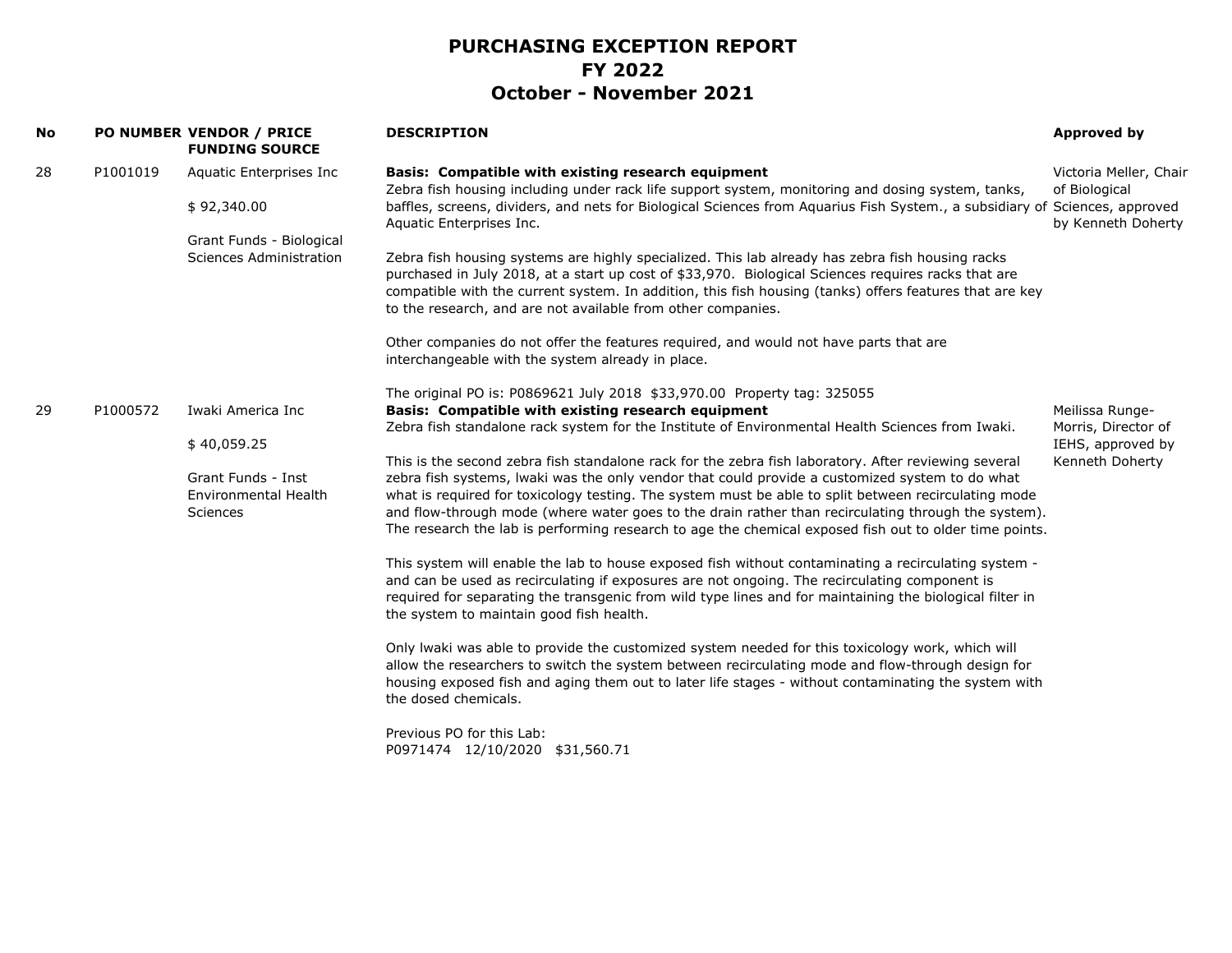# PURCHASING EXCEPTION REPORT
## FY 2022
## October - November 2021

| No | PO NUMBER | VENDOR / PRICE FUNDING SOURCE | DESCRIPTION | Approved by |
|---|---|---|---|---|
| 28 | P1001019 | Aquatic Enterprises Inc<br><br>$ 92,340.00<br><br>Grant Funds - Biological Sciences Administration | **Basis: Compatible with existing research equipment**<br>Zebra fish housing including under rack life support system, monitoring and dosing system, tanks, baffles, screens, dividers, and nets for Biological Sciences from Aquarius Fish System., a subsidiary of Aquatic Enterprises Inc.<br><br>Zebra fish housing systems are highly specialized. This lab already has zebra fish housing racks purchased in July 2018, at a start up cost of $33,970. Biological Sciences requires racks that are compatible with the current system. In addition, this fish housing (tanks) offers features that are key to the research, and are not available from other companies.<br><br>Other companies do not offer the features required, and would not have parts that are interchangeable with the system already in place.<br><br>The original PO is: P0869621 July 2018 $33,970.00 Property tag: 325055 | Victoria Meller, Chair of Biological Sciences, approved by Kenneth Doherty |
| 29 | P1000572 | Iwaki America Inc<br><br>$ 40,059.25<br><br>Grant Funds - Inst Environmental Health Sciences | **Basis: Compatible with existing research equipment**<br>Zebra fish standalone rack system for the Institute of Environmental Health Sciences from Iwaki.<br><br>This is the second zebra fish standalone rack for the zebra fish laboratory. After reviewing several zebra fish systems, lwaki was the only vendor that could provide a customized system to do what what is required for toxicology testing. The system must be able to split between recirculating mode and flow-through mode (where water goes to the drain rather than recirculating through the system). The research the lab is performing research to age the chemical exposed fish out to older time points.<br><br>This system will enable the lab to house exposed fish without contaminating a recirculating system - and can be used as recirculating if exposures are not ongoing. The recirculating component is required for separating the transgenic from wild type lines and for maintaining the biological filter in the system to maintain good fish health.<br><br>Only lwaki was able to provide the customized system needed for this toxicology work, which will allow the researchers to switch the system between recirculating mode and flow-through design for housing exposed fish and aging them out to later life stages - without contaminating the system with the dosed chemicals.<br><br>Previous PO for this Lab:<br>P0971474 12/10/2020 $31,560.71 | Meilissa Runge-Morris, Director of IEHS, approved by Kenneth Doherty |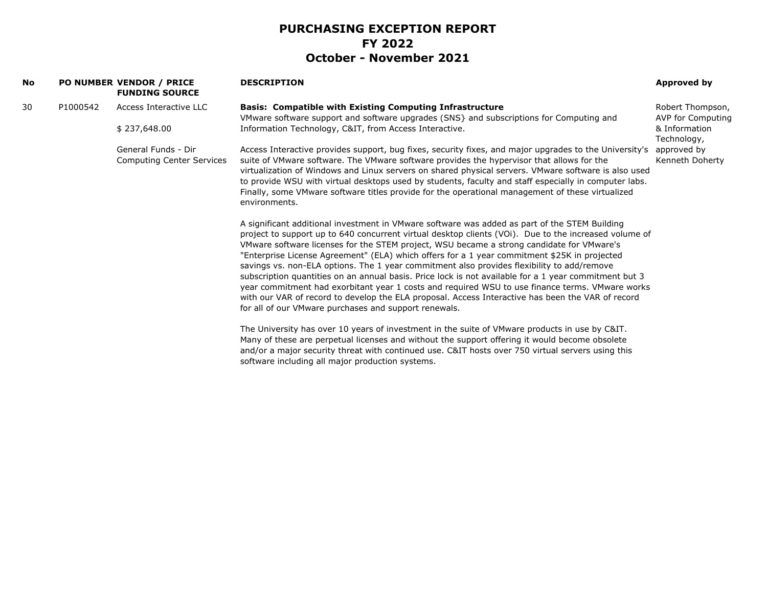# PURCHASING EXCEPTION REPORT
## FY 2022
## October - November 2021

| No | PO NUMBER | VENDOR / PRICE<br>FUNDING SOURCE | DESCRIPTION | Approved by |
|---|---|---|---|---|
| 30 | P1000542 | Access Interactive LLC<br><br>$ 237,648.00<br><br>General Funds - Dir Computing Center Services | **Basis: Compatible with Existing Computing Infrastructure**<br>VMware software support and software upgrades (SNS} and subscriptions for Computing and Information Technology, C&IT, from Access Interactive.<br><br>Access Interactive provides support, bug fixes, security fixes, and major upgrades to the University's suite of VMware software. The VMware software provides the hypervisor that allows for the virtualization of Windows and Linux servers on shared physical servers. VMware software is also used to provide WSU with virtual desktops used by students, faculty and staff especially in computer labs. Finally, some VMware software titles provide for the operational management of these virtualized environments.<br><br>A significant additional investment in VMware software was added as part of the STEM Building project to support up to 640 concurrent virtual desktop clients (VOi). Due to the increased volume of VMware software licenses for the STEM project, WSU became a strong candidate for VMware's "Enterprise License Agreement" (ELA) which offers for a 1 year commitment $25K in projected savings vs. non-ELA options. The 1 year commitment also provides flexibility to add/remove subscription quantities on an annual basis. Price lock is not available for a 1 year commitment but 3 year commitment had exorbitant year 1 costs and required WSU to use finance terms. VMware works with our VAR of record to develop the ELA proposal. Access Interactive has been the VAR of record for all of our VMware purchases and support renewals.<br><br>The University has over 10 years of investment in the suite of VMware products in use by C&IT. Many of these are perpetual licenses and without the support offering it would become obsolete and/or a major security threat with continued use. C&IT hosts over 750 virtual servers using this software including all major production systems. | Robert Thompson, AVP for Computing & Information Technology, approved by Kenneth Doherty |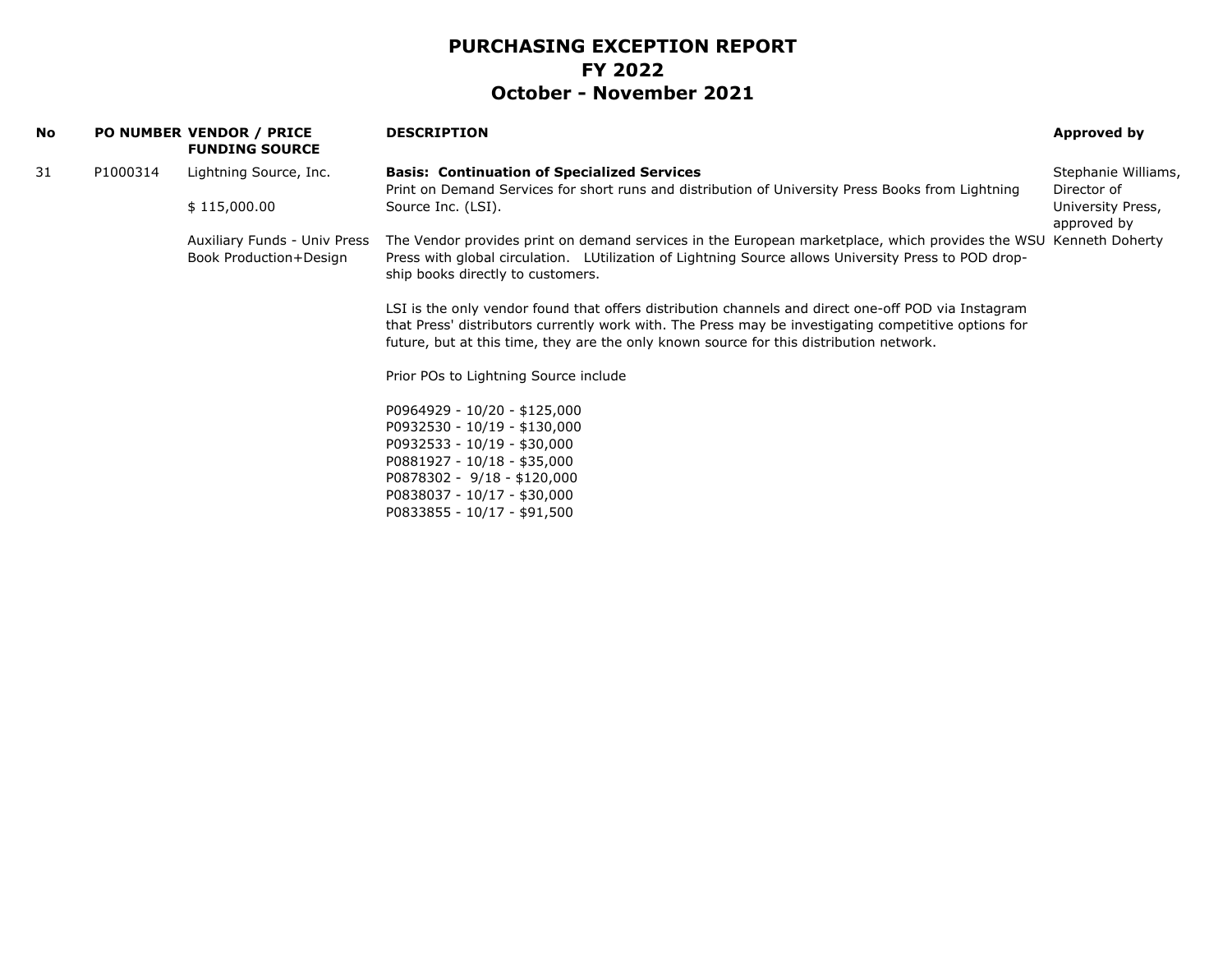# PURCHASING EXCEPTION REPORT
## FY 2022
## October - November 2021

| No | PO NUMBER | VENDOR / PRICE<br>FUNDING SOURCE | DESCRIPTION | Approved by |
|---|---|---|---|---|
| 31 | P1000314 | Lightning Source, Inc.<br><br>$ 115,000.00<br><br>Auxiliary Funds - Univ Press Book Production+Design | **Basis: Continuation of Specialized Services**<br>Print on Demand Services for short runs and distribution of University Press Books from Lightning Source Inc. (LSI).<br><br>The Vendor provides print on demand services in the European marketplace, which provides the WSU Press with global circulation. LUtilization of Lightning Source allows University Press to POD drop-ship books directly to customers.<br><br>LSI is the only vendor found that offers distribution channels and direct one-off POD via Instagram that Press' distributors currently work with. The Press may be investigating competitive options for future, but at this time, they are the only known source for this distribution network.<br><br>Prior POs to Lightning Source include<br><br>P0964929 - 10/20 - $125,000<br>P0932530 - 10/19 - $130,000<br>P0932533 - 10/19 - $30,000<br>P0881927 - 10/18 - $35,000<br>P0878302 - 9/18 - $120,000<br>P0838037 - 10/17 - $30,000<br>P0833855 - 10/17 - $91,500 | Stephanie Williams, Director of University Press, approved by Kenneth Doherty |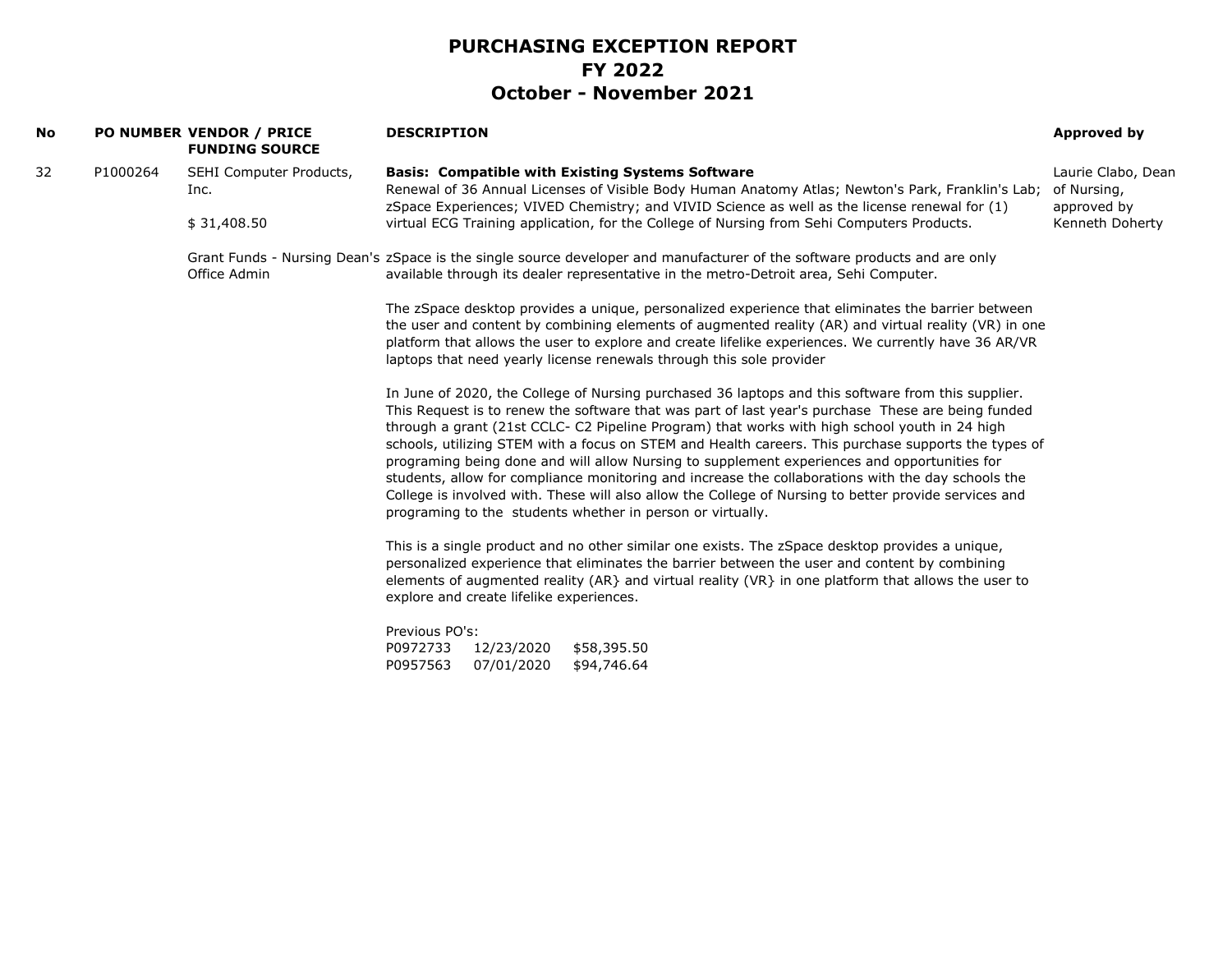# PURCHASING EXCEPTION REPORT
## FY 2022
## October - November 2021

| No | PO NUMBER | VENDOR / PRICE<br>FUNDING SOURCE | DESCRIPTION | Approved by |
|---|---|---|---|---|
| 32 | P1000264 | SEHI Computer Products, Inc.<br><br>$ 31,408.50<br><br>Grant Funds - Nursing Dean's Office Admin | **Basis: Compatible with Existing Systems Software**<br>Renewal of 36 Annual Licenses of Visible Body Human Anatomy Atlas; Newton's Park, Franklin's Lab; zSpace Experiences; VIVED Chemistry; and VIVID Science as well as the license renewal for (1) virtual ECG Training application, for the College of Nursing from Sehi Computers Products.<br><br>zSpace is the single source developer and manufacturer of the software products and are only available through its dealer representative in the metro-Detroit area, Sehi Computer.<br><br>The zSpace desktop provides a unique, personalized experience that eliminates the barrier between the user and content by combining elements of augmented reality (AR) and virtual reality (VR) in one platform that allows the user to explore and create lifelike experiences. We currently have 36 AR/VR laptops that need yearly license renewals through this sole provider<br><br>In June of 2020, the College of Nursing purchased 36 laptops and this software from this supplier. This Request is to renew the software that was part of last year's purchase These are being funded through a grant (21st CCLC- C2 Pipeline Program) that works with high school youth in 24 high schools, utilizing STEM with a focus on STEM and Health careers. This purchase supports the types of programing being done and will allow Nursing to supplement experiences and opportunities for students, allow for compliance monitoring and increase the collaborations with the day schools the College is involved with. These will also allow the College of Nursing to better provide services and programing to the students whether in person or virtually.<br><br>This is a single product and no other similar one exists. The zSpace desktop provides a unique, personalized experience that eliminates the barrier between the user and content by combining elements of augmented reality (AR} and virtual reality (VR} in one platform that allows the user to explore and create lifelike experiences.<br><br>Previous PO's:<br>P0972733 12/23/2020 $58,395.50<br>P0957563 07/01/2020 $94,746.64 | Laurie Clabo, Dean of Nursing, approved by Kenneth Doherty |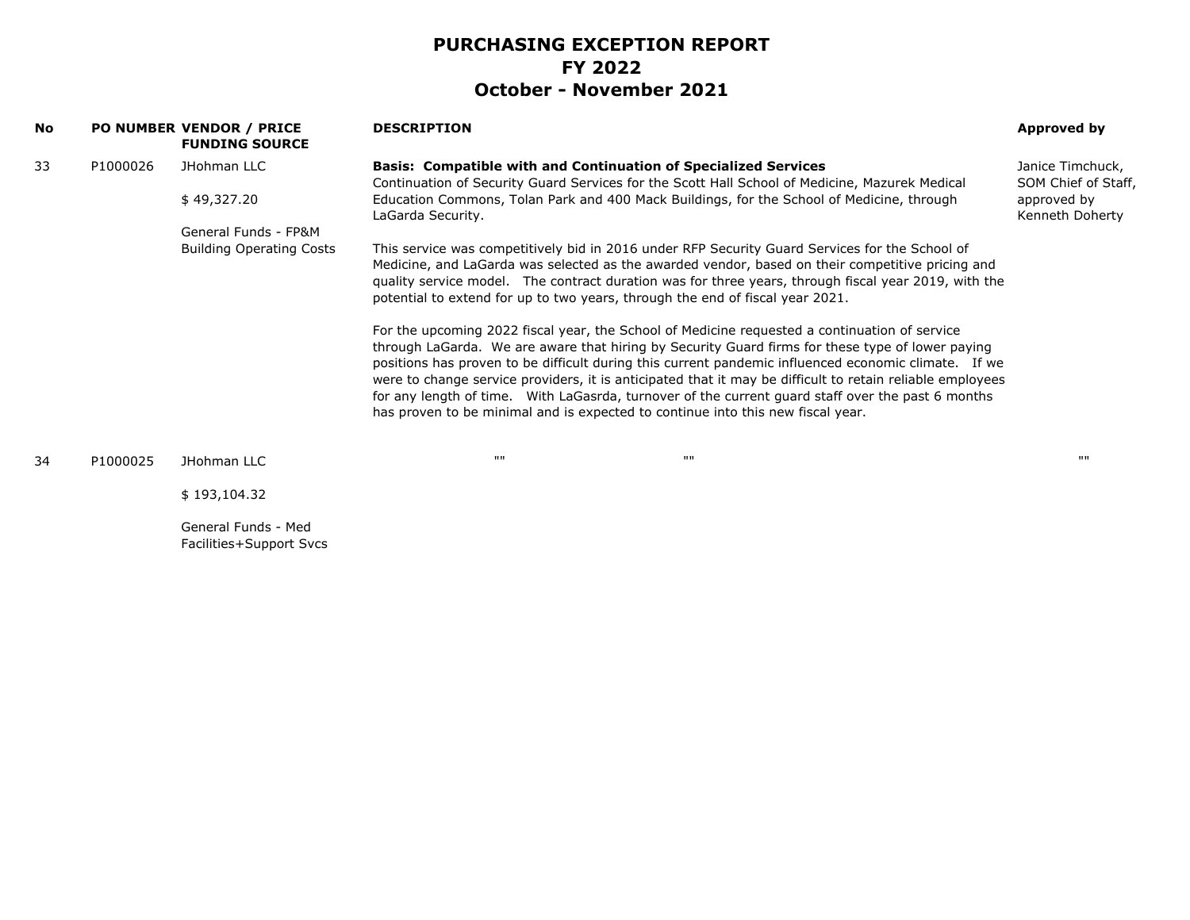# PURCHASING EXCEPTION REPORT
## FY 2022
## October - November 2021

| No | PO NUMBER | VENDOR / PRICE FUNDING SOURCE | DESCRIPTION | Approved by |
|---|---|---|---|---|
| 33 | P1000026 | JHohman LLC<br><br>$ 49,327.20<br><br>General Funds - FP&M Building Operating Costs | **Basis: Compatible with and Continuation of Specialized Services**<br>Continuation of Security Guard Services for the Scott Hall School of Medicine, Mazurek Medical Education Commons, Tolan Park and 400 Mack Buildings, for the School of Medicine, through LaGarda Security.<br><br>This service was competitively bid in 2016 under RFP Security Guard Services for the School of Medicine, and LaGarda was selected as the awarded vendor, based on their competitive pricing and quality service model. The contract duration was for three years, through fiscal year 2019, with the potential to extend for up to two years, through the end of fiscal year 2021.<br><br>For the upcoming 2022 fiscal year, the School of Medicine requested a continuation of service through LaGarda. We are aware that hiring by Security Guard firms for these type of lower paying positions has proven to be difficult during this current pandemic influenced economic climate. If we were to change service providers, it is anticipated that it may be difficult to retain reliable employees for any length of time. With LaGasrda, turnover of the current guard staff over the past 6 months has proven to be minimal and is expected to continue into this new fiscal year. | Janice Timchuck, SOM Chief of Staff, approved by Kenneth Doherty |
| 34 | P1000025 | JHohman LLC<br><br>$ 193,104.32<br><br>General Funds - Med Facilities+Support Svcs | "" "" | "" |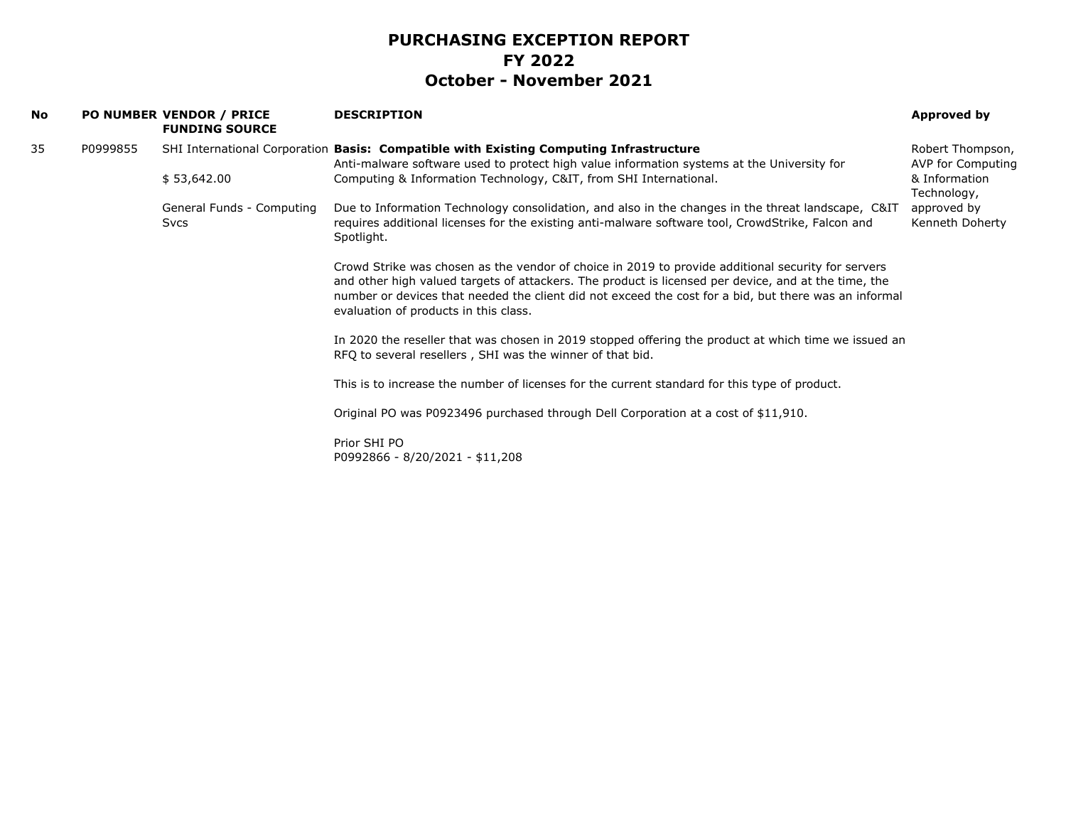# PURCHASING EXCEPTION REPORT
## FY 2022
## October - November 2021

| No | PO NUMBER | VENDOR / PRICE FUNDING SOURCE | DESCRIPTION | Approved by |
|---|---|---|---|---|
| 35 | P0999855 | SHI International Corporation<br><br>$ 53,642.00<br><br>General Funds - Computing Svcs | **Basis: Compatible with Existing Computing Infrastructure**<br>Anti-malware software used to protect high value information systems at the University for Computing & Information Technology, C&IT, from SHI International.<br><br>Due to Information Technology consolidation, and also in the changes in the threat landscape, C&IT requires additional licenses for the existing anti-malware software tool, CrowdStrike, Falcon and Spotlight.<br><br>Crowd Strike was chosen as the vendor of choice in 2019 to provide additional security for servers and other high valued targets of attackers. The product is licensed per device, and at the time, the number or devices that needed the client did not exceed the cost for a bid, but there was an informal evaluation of products in this class.<br><br>In 2020 the reseller that was chosen in 2019 stopped offering the product at which time we issued an RFQ to several resellers , SHI was the winner of that bid.<br><br>This is to increase the number of licenses for the current standard for this type of product.<br><br>Original PO was P0923496 purchased through Dell Corporation at a cost of $11,910.<br><br>Prior SHI PO<br>P0992866 - 8/20/2021 - $11,208 | Robert Thompson, AVP for Computing & Information Technology, approved by Kenneth Doherty |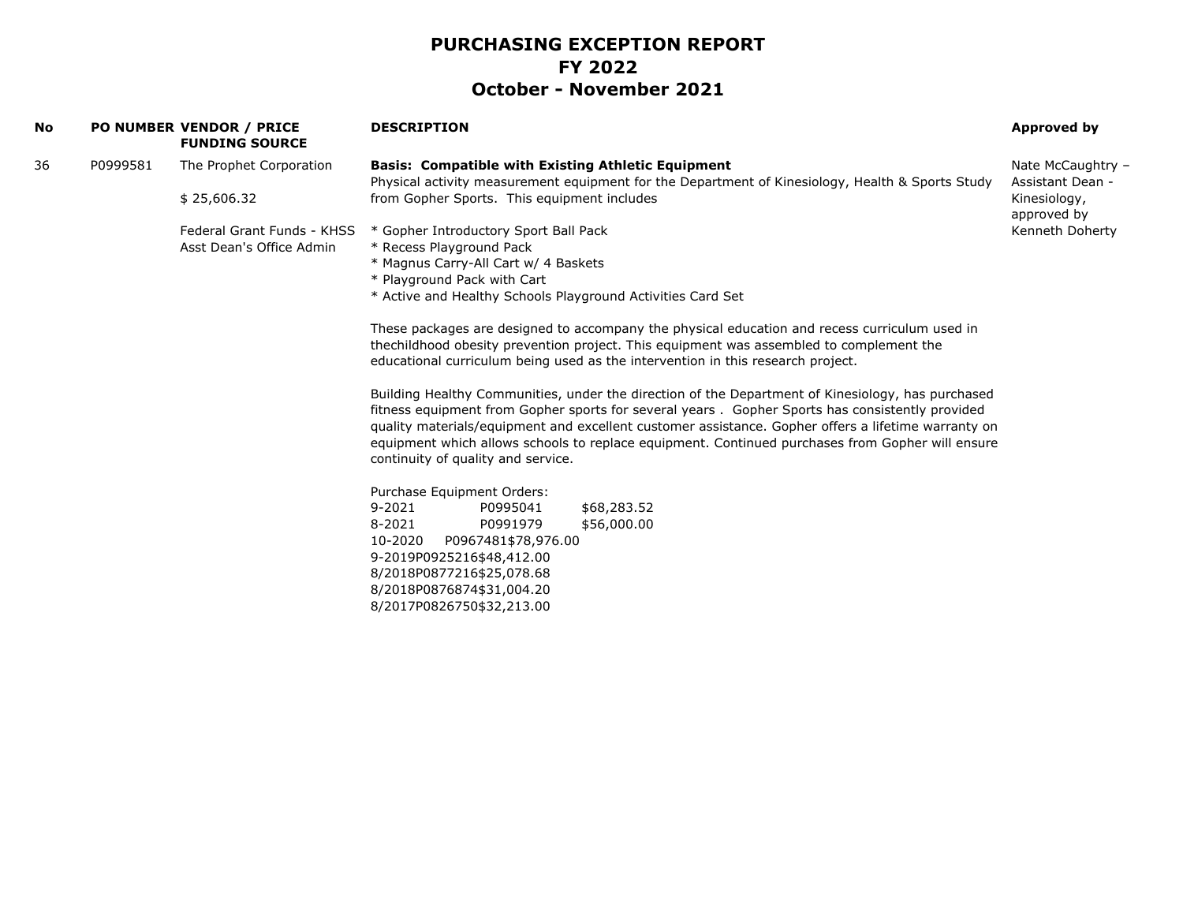# PURCHASING EXCEPTION REPORT
## FY 2022
## October - November 2021

| No | PO NUMBER | VENDOR / PRICE FUNDING SOURCE | DESCRIPTION | Approved by |
|---|---|---|---|---|
| 36 | P0999581 | The Prophet Corporation<br><br>$ 25,606.32<br><br>Federal Grant Funds - KHSS Asst Dean's Office Admin | **Basis: Compatible with Existing Athletic Equipment**<br>Physical activity measurement equipment for the Department of Kinesiology, Health & Sports Study from Gopher Sports. This equipment includes<br><br>* Gopher Introductory Sport Ball Pack<br>* Recess Playground Pack<br>* Magnus Carry-All Cart w/ 4 Baskets<br>* Playground Pack with Cart<br>* Active and Healthy Schools Playground Activities Card Set<br><br>These packages are designed to accompany the physical education and recess curriculum used in thechildhood obesity prevention project. This equipment was assembled to complement the educational curriculum being used as the intervention in this research project.<br><br>Building Healthy Communities, under the direction of the Department of Kinesiology, has purchased fitness equipment from Gopher sports for several years . Gopher Sports has consistently provided quality materials/equipment and excellent customer assistance. Gopher offers a lifetime warranty on equipment which allows schools to replace equipment. Continued purchases from Gopher will ensure continuity of quality and service.<br><br>Purchase Equipment Orders:<br>9-2021 P0995041 $68,283.52<br>8-2021 P0991979 $56,000.00<br>10-2020 P0967481$78,976.00<br>9-2019P0925216$48,412.00<br>8/2018P0877216$25,078.68<br>8/2018P0876874$31,004.20<br>8/2017P0826750$32,213.00 | Nate McCaughtry – Assistant Dean - Kinesiology, approved by Kenneth Doherty |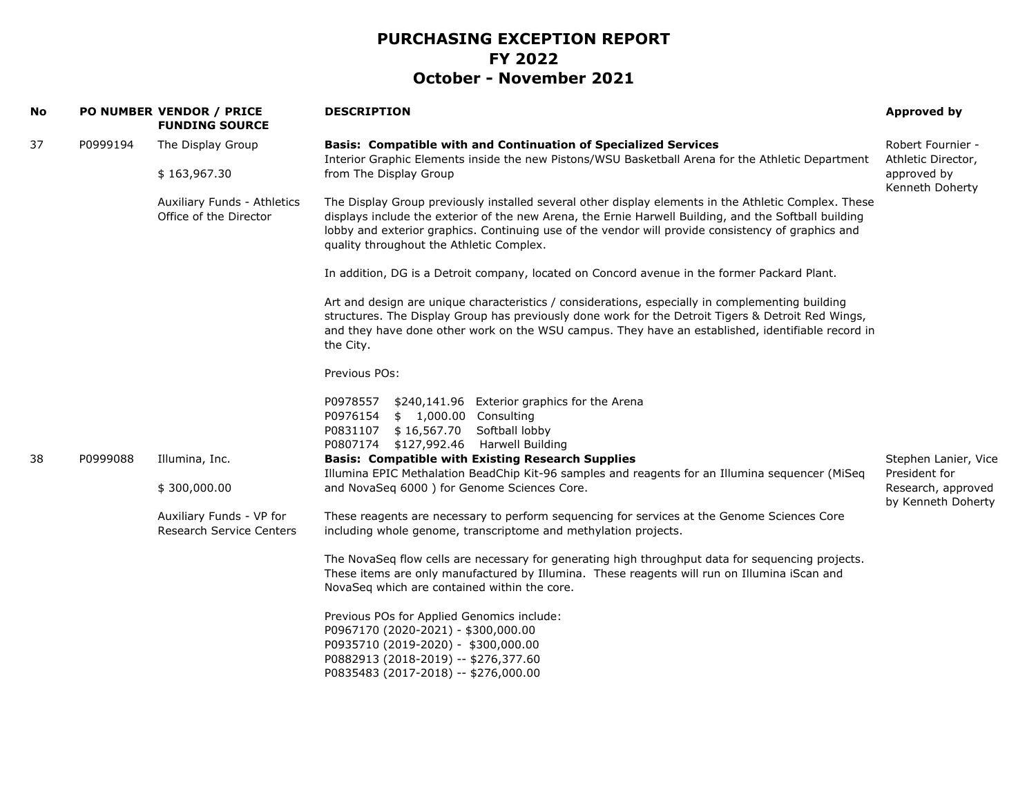# PURCHASING EXCEPTION REPORT
## FY 2022
## October - November 2021

| No | PO NUMBER | VENDOR / PRICE<br>FUNDING SOURCE | DESCRIPTION | Approved by |
|---|---|---|---|---|
| 37 | P0999194 | The Display Group<br><br>$ 163,967.30<br><br>Auxiliary Funds - Athletics Office of the Director | **Basis: Compatible with and Continuation of Specialized Services**<br>Interior Graphic Elements inside the new Pistons/WSU Basketball Arena for the Athletic Department from The Display Group<br><br>The Display Group previously installed several other display elements in the Athletic Complex. These displays include the exterior of the new Arena, the Ernie Harwell Building, and the Softball building lobby and exterior graphics. Continuing use of the vendor will provide consistency of graphics and quality throughout the Athletic Complex.<br><br>In addition, DG is a Detroit company, located on Concord avenue in the former Packard Plant.<br><br>Art and design are unique characteristics / considerations, especially in complementing building structures. The Display Group has previously done work for the Detroit Tigers & Detroit Red Wings, and they have done other work on the WSU campus. They have an established, identifiable record in the City.<br><br>Previous POs:<br><br>P0978557 $240,141.96 Exterior graphics for the Arena<br>P0976154 $ 1,000.00 Consulting<br>P0831107 $ 16,567.70 Softball lobby<br>P0807174 $127,992.46 Harwell Building | Robert Fournier - Athletic Director, approved by Kenneth Doherty |
| 38 | P0999088 | Illumina, Inc.<br><br>$ 300,000.00<br><br>Auxiliary Funds - VP for Research Service Centers | **Basis: Compatible with Existing Research Supplies**<br>Illumina EPIC Methalation BeadChip Kit-96 samples and reagents for an Illumina sequencer (MiSeq and NovaSeq 6000 ) for Genome Sciences Core.<br><br>These reagents are necessary to perform sequencing for services at the Genome Sciences Core including whole genome, transcriptome and methylation projects.<br><br>The NovaSeq flow cells are necessary for generating high throughput data for sequencing projects. These items are only manufactured by Illumina. These reagents will run on Illumina iScan and NovaSeq which are contained within the core.<br><br>Previous POs for Applied Genomics include:<br>P0967170 (2020-2021) - $300,000.00<br>P0935710 (2019-2020) - $300,000.00<br>P0882913 (2018-2019) -- $276,377.60<br>P0835483 (2017-2018) -- $276,000.00 | Stephen Lanier, Vice President for Research, approved by Kenneth Doherty |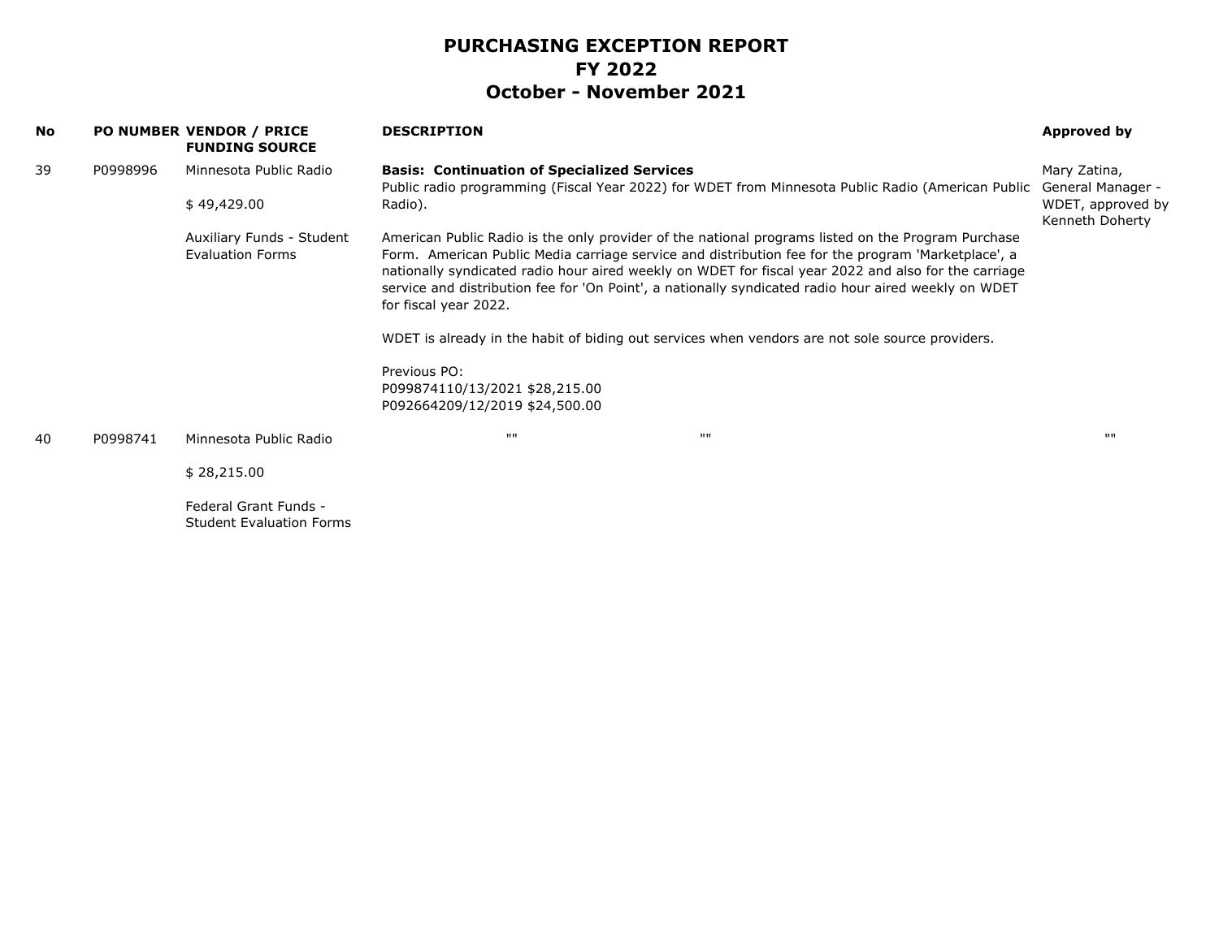# PURCHASING EXCEPTION REPORT
# FY 2022
# October - November 2021

| No | PO NUMBER | VENDOR / PRICE FUNDING SOURCE | DESCRIPTION | Approved by |
|---|---|---|---|---|
| 39 | P0998996 | Minnesota Public Radio<br><br>$ 49,429.00<br><br>Auxiliary Funds - Student Evaluation Forms | **Basis: Continuation of Specialized Services**<br>Public radio programming (Fiscal Year 2022) for WDET from Minnesota Public Radio (American Public Radio).<br><br>American Public Radio is the only provider of the national programs listed on the Program Purchase Form. American Public Media carriage service and distribution fee for the program 'Marketplace', a nationally syndicated radio hour aired weekly on WDET for fiscal year 2022 and also for the carriage service and distribution fee for 'On Point', a nationally syndicated radio hour aired weekly on WDET for fiscal year 2022.<br><br>WDET is already in the habit of biding out services when vendors are not sole source providers.<br><br>Previous PO:<br>P099874110/13/2021 $28,215.00<br>P092664209/12/2019 $24,500.00 | Mary Zatina, General Manager - WDET, approved by Kenneth Doherty |
| 40 | P0998741 | Minnesota Public Radio<br><br>$ 28,215.00<br><br>Federal Grant Funds - Student Evaluation Forms | "" "" | "" |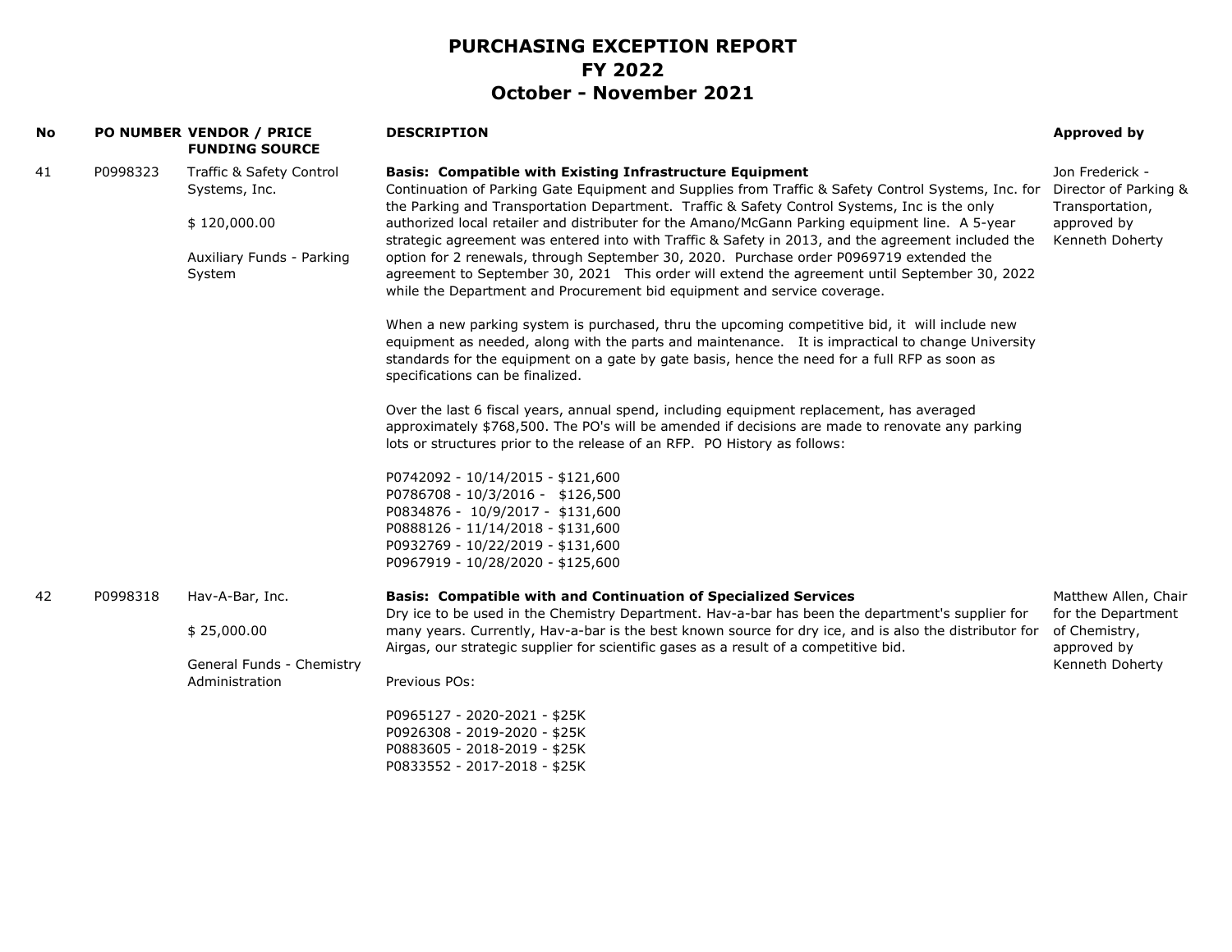# PURCHASING EXCEPTION REPORT
# FY 2022
# October - November 2021

| No | PO NUMBER | VENDOR / PRICE<br>FUNDING SOURCE | DESCRIPTION | Approved by |
|---|---|---|---|---|
| 41 | P0998323 | Traffic & Safety Control Systems, Inc.<br><br>$ 120,000.00<br><br>Auxiliary Funds - Parking System | **Basis: Compatible with Existing Infrastructure Equipment**<br>Continuation of Parking Gate Equipment and Supplies from Traffic & Safety Control Systems, Inc. for the Parking and Transportation Department. Traffic & Safety Control Systems, Inc is the only authorized local retailer and distributer for the Amano/McGann Parking equipment line. A 5-year strategic agreement was entered into with Traffic & Safety in 2013, and the agreement included the option for 2 renewals, through September 30, 2020. Purchase order P0969719 extended the agreement to September 30, 2021 This order will extend the agreement until September 30, 2022 while the Department and Procurement bid equipment and service coverage.<br><br>When a new parking system is purchased, thru the upcoming competitive bid, it will include new equipment as needed, along with the parts and maintenance. It is impractical to change University standards for the equipment on a gate by gate basis, hence the need for a full RFP as soon as specifications can be finalized.<br><br>Over the last 6 fiscal years, annual spend, including equipment replacement, has averaged approximately $768,500. The PO's will be amended if decisions are made to renovate any parking lots or structures prior to the release of an RFP. PO History as follows:<br><br>P0742092 - 10/14/2015 - $121,600<br>P0786708 - 10/3/2016 - $126,500<br>P0834876 - 10/9/2017 - $131,600<br>P0888126 - 11/14/2018 - $131,600<br>P0932769 - 10/22/2019 - $131,600<br>P0967919 - 10/28/2020 - $125,600 | Jon Frederick - Director of Parking & Transportation, approved by Kenneth Doherty |
| 42 | P0998318 | Hav-A-Bar, Inc.<br><br>$ 25,000.00<br><br>General Funds - Chemistry Administration | **Basis: Compatible with and Continuation of Specialized Services**<br>Dry ice to be used in the Chemistry Department. Hav-a-bar has been the department's supplier for many years. Currently, Hav-a-bar is the best known source for dry ice, and is also the distributor for Airgas, our strategic supplier for scientific gases as a result of a competitive bid.<br><br>Previous POs:<br><br>P0965127 - 2020-2021 - $25K<br>P0926308 - 2019-2020 - $25K<br>P0883605 - 2018-2019 - $25K<br>P0833552 - 2017-2018 - $25K | Matthew Allen, Chair for the Department of Chemistry, approved by Kenneth Doherty |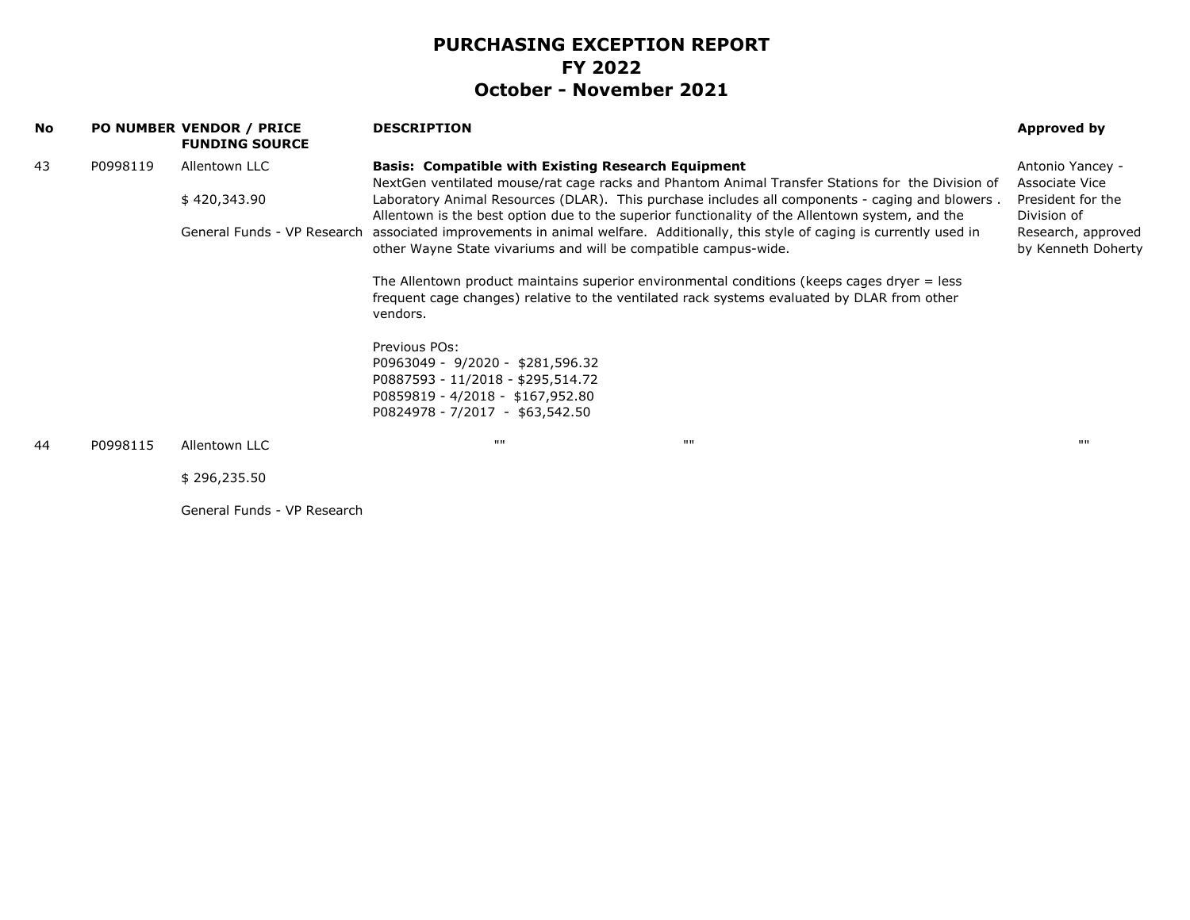# PURCHASING EXCEPTION REPORT
## FY 2022
## October - November 2021

| No | PO NUMBER | VENDOR / PRICE FUNDING SOURCE | DESCRIPTION | Approved by |
|---|---|---|---|---|
| 43 | P0998119 | Allentown LLC<br><br>$ 420,343.90<br><br>General Funds - VP Research | **Basis: Compatible with Existing Research Equipment**<br>NextGen ventilated mouse/rat cage racks and Phantom Animal Transfer Stations for the Division of Laboratory Animal Resources (DLAR). This purchase includes all components - caging and blowers . Allentown is the best option due to the superior functionality of the Allentown system, and the associated improvements in animal welfare. Additionally, this style of caging is currently used in other Wayne State vivariums and will be compatible campus-wide.<br><br>The Allentown product maintains superior environmental conditions (keeps cages dryer = less frequent cage changes) relative to the ventilated rack systems evaluated by DLAR from other vendors.<br><br>Previous POs:<br>P0963049 - 9/2020 - $281,596.32<br>P0887593 - 11/2018 - $295,514.72<br>P0859819 - 4/2018 - $167,952.80<br>P0824978 - 7/2017 - $63,542.50 | Antonio Yancey - Associate Vice President for the Division of Research, approved by Kenneth Doherty |
| 44 | P0998115 | Allentown LLC<br><br>$ 296,235.50<br><br>General Funds - VP Research | "" "" | "" |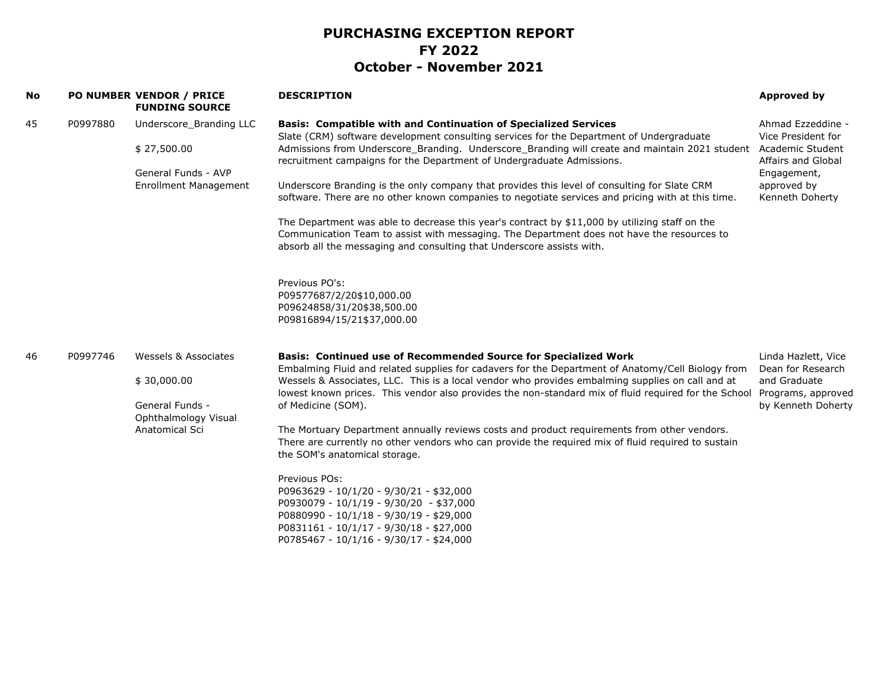# PURCHASING EXCEPTION REPORT
# FY 2022
# October - November 2021

| No | PO NUMBER | VENDOR / PRICE FUNDING SOURCE | DESCRIPTION | Approved by |
|---|---|---|---|---|
| 45 | P0997880 | Underscore_Branding LLC<br><br>$ 27,500.00<br><br>General Funds - AVP Enrollment Management | **Basis: Compatible with and Continuation of Specialized Services**<br>Slate (CRM) software development consulting services for the Department of Undergraduate Admissions from Underscore_Branding. Underscore_Branding will create and maintain 2021 student recruitment campaigns for the Department of Undergraduate Admissions.<br><br>Underscore Branding is the only company that provides this level of consulting for Slate CRM software. There are no other known companies to negotiate services and pricing with at this time.<br><br>The Department was able to decrease this year's contract by $11,000 by utilizing staff on the Communication Team to assist with messaging. The Department does not have the resources to absorb all the messaging and consulting that Underscore assists with.<br><br>Previous PO's:<br>P09577687/2/20$10,000.00<br>P09624858/31/20$38,500.00<br>P09816894/15/21$37,000.00 | Ahmad Ezzeddine - Vice President for Academic Student Affairs and Global Engagement, approved by Kenneth Doherty |
| 46 | P0997746 | Wessels & Associates<br><br>$ 30,000.00<br><br>General Funds - Ophthalmology Visual Anatomical Sci | **Basis: Continued use of Recommended Source for Specialized Work**<br>Embalming Fluid and related supplies for cadavers for the Department of Anatomy/Cell Biology from Wessels & Associates, LLC. This is a local vendor who provides embalming supplies on call and at lowest known prices. This vendor also provides the non-standard mix of fluid required for the School of Medicine (SOM).<br><br>The Mortuary Department annually reviews costs and product requirements from other vendors. There are currently no other vendors who can provide the required mix of fluid required to sustain the SOM's anatomical storage.<br><br>Previous POs:<br>P0963629 - 10/1/20 - 9/30/21 - $32,000<br>P0930079 - 10/1/19 - 9/30/20 - $37,000<br>P0880990 - 10/1/18 - 9/30/19 - $29,000<br>P0831161 - 10/1/17 - 9/30/18 - $27,000<br>P0785467 - 10/1/16 - 9/30/17 - $24,000 | Linda Hazlett, Vice Dean for Research and Graduate Programs, approved by Kenneth Doherty |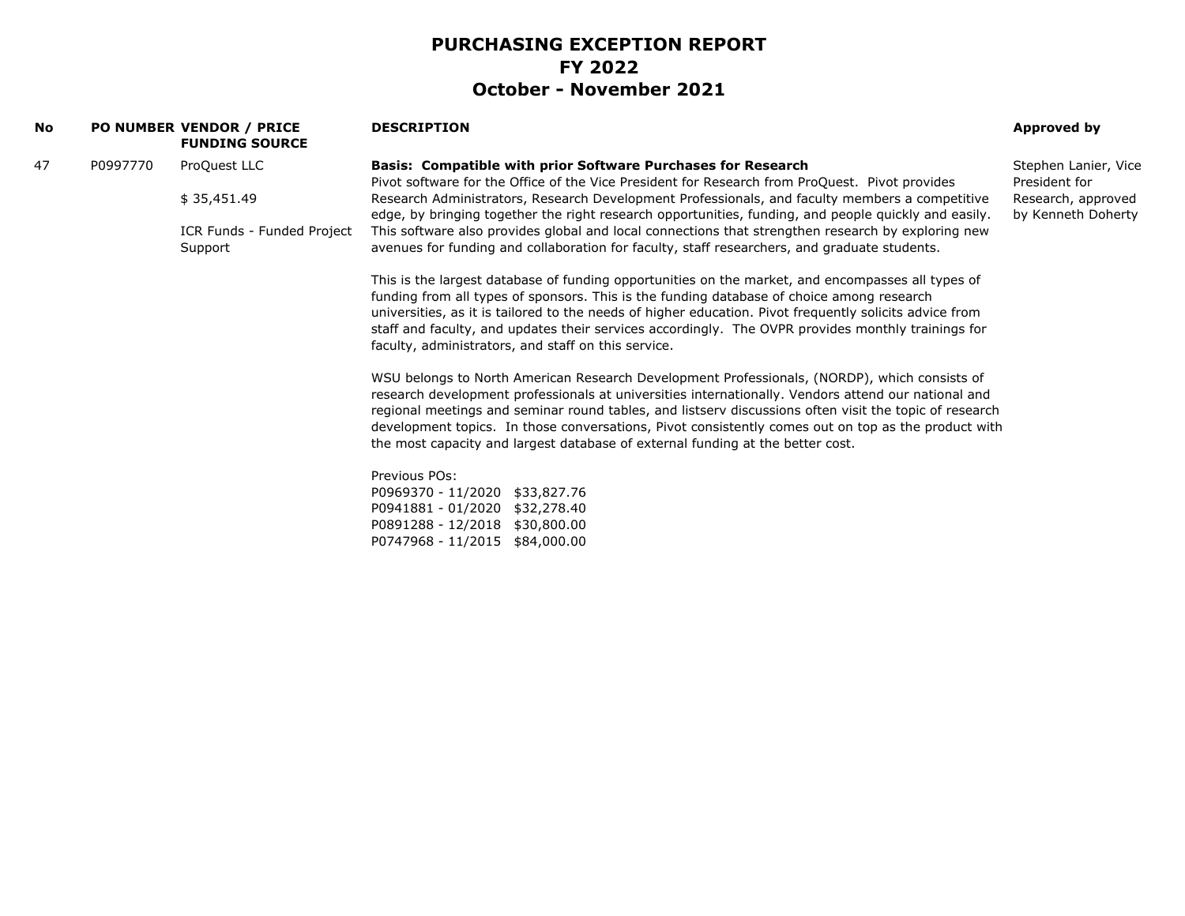# PURCHASING EXCEPTION REPORT
# FY 2022
# October - November 2021

| No | PO NUMBER | VENDOR / PRICE FUNDING SOURCE | DESCRIPTION | Approved by |
|---|---|---|---|---|
| 47 | P0997770 | ProQuest LLC<br><br>$ 35,451.49<br><br>ICR Funds - Funded Project Support | **Basis: Compatible with prior Software Purchases for Research**<br>Pivot software for the Office of the Vice President for Research from ProQuest. Pivot provides Research Administrators, Research Development Professionals, and faculty members a competitive edge, by bringing together the right research opportunities, funding, and people quickly and easily. This software also provides global and local connections that strengthen research by exploring new avenues for funding and collaboration for faculty, staff researchers, and graduate students.<br><br>This is the largest database of funding opportunities on the market, and encompasses all types of funding from all types of sponsors. This is the funding database of choice among research universities, as it is tailored to the needs of higher education. Pivot frequently solicits advice from staff and faculty, and updates their services accordingly. The OVPR provides monthly trainings for faculty, administrators, and staff on this service.<br><br>WSU belongs to North American Research Development Professionals, (NORDP), which consists of research development professionals at universities internationally. Vendors attend our national and regional meetings and seminar round tables, and listserv discussions often visit the topic of research development topics. In those conversations, Pivot consistently comes out on top as the product with the most capacity and largest database of external funding at the better cost.<br><br>Previous POs:<br>P0969370 - 11/2020 $33,827.76<br>P0941881 - 01/2020 $32,278.40<br>P0891288 - 12/2018 $30,800.00<br>P0747968 - 11/2015 $84,000.00 | Stephen Lanier, Vice President for Research, approved by Kenneth Doherty |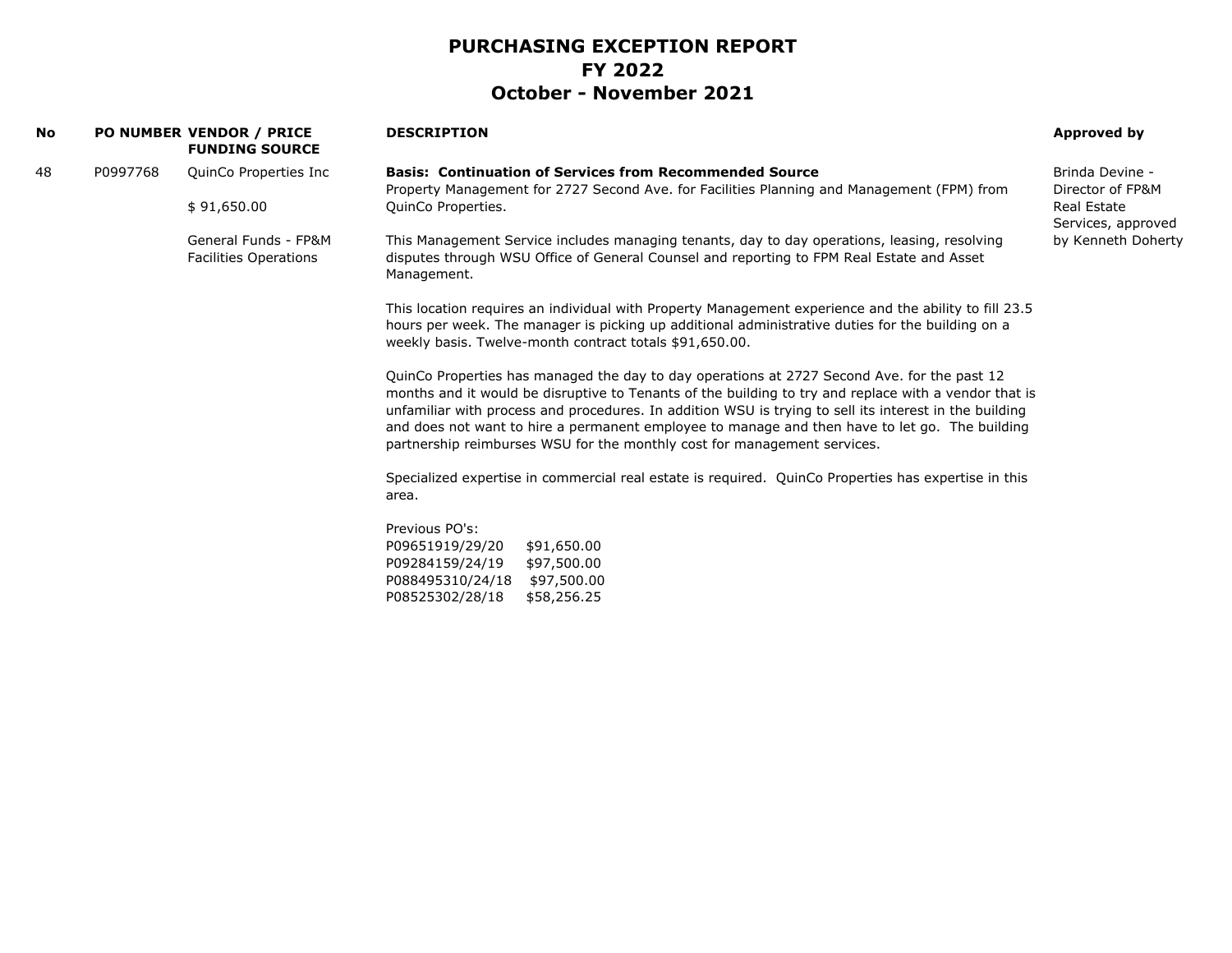# PURCHASING EXCEPTION REPORT
## FY 2022
## October - November 2021

| No | PO NUMBER | VENDOR / PRICE FUNDING SOURCE | DESCRIPTION | Approved by |
|---|---|---|---|---|
| 48 | P0997768 | QuinCo Properties Inc<br><br>$ 91,650.00<br><br>General Funds - FP&M Facilities Operations | **Basis: Continuation of Services from Recommended Source**<br>Property Management for 2727 Second Ave. for Facilities Planning and Management (FPM) from QuinCo Properties.<br><br>This Management Service includes managing tenants, day to day operations, leasing, resolving disputes through WSU Office of General Counsel and reporting to FPM Real Estate and Asset Management.<br><br>This location requires an individual with Property Management experience and the ability to fill 23.5 hours per week. The manager is picking up additional administrative duties for the building on a weekly basis. Twelve-month contract totals $91,650.00.<br><br>QuinCo Properties has managed the day to day operations at 2727 Second Ave. for the past 12 months and it would be disruptive to Tenants of the building to try and replace with a vendor that is unfamiliar with process and procedures. In addition WSU is trying to sell its interest in the building and does not want to hire a permanent employee to manage and then have to let go. The building partnership reimburses WSU for the monthly cost for management services.<br><br>Specialized expertise in commercial real estate is required. QuinCo Properties has expertise in this area.<br><br>Previous PO's:<br>P09651919/29/20 $91,650.00<br>P09284159/24/19 $97,500.00<br>P088495310/24/18 $97,500.00<br>P08525302/28/18 $58,256.25 | Brinda Devine - Director of FP&M Real Estate Services, approved by Kenneth Doherty |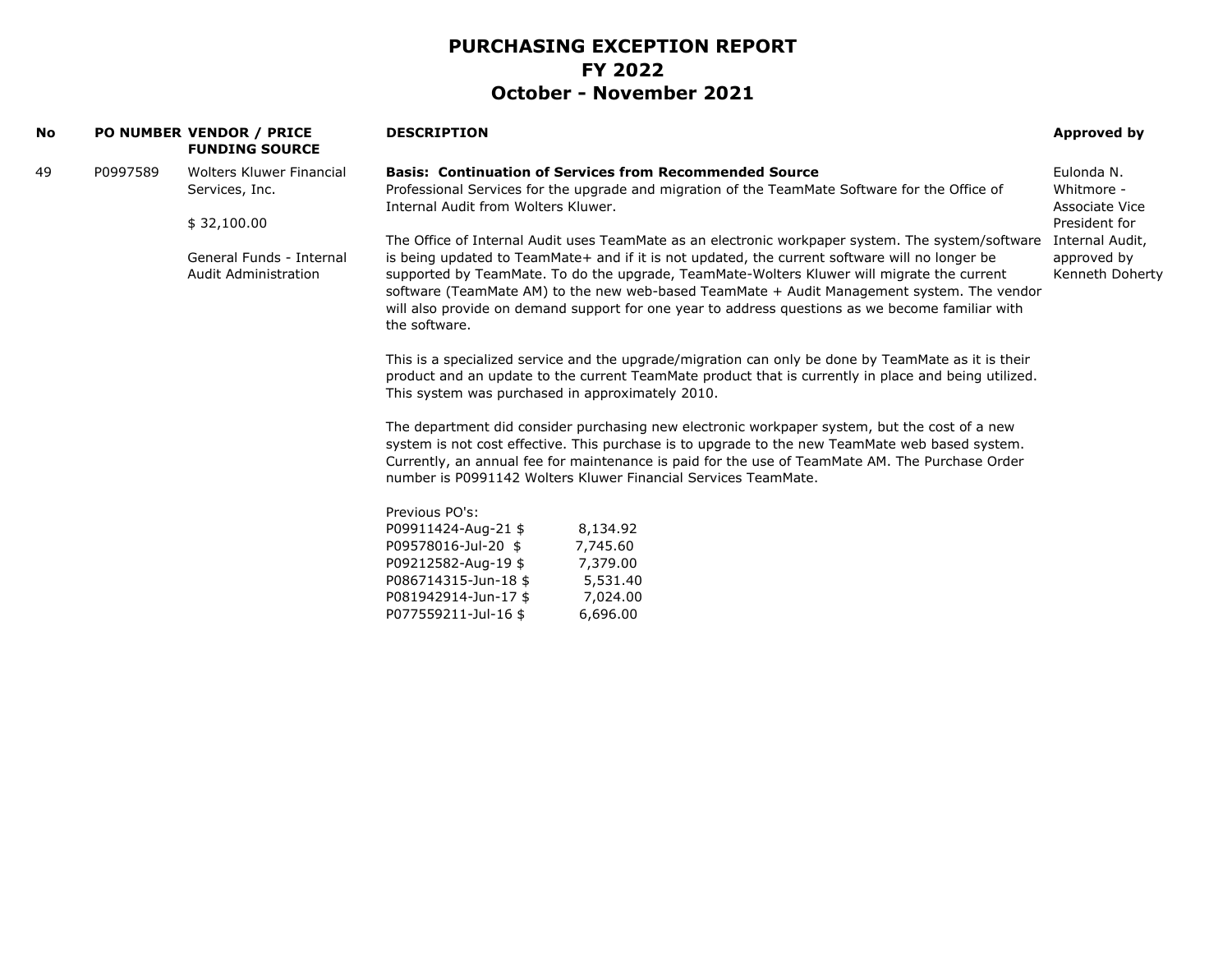# PURCHASING EXCEPTION REPORT
## FY 2022
## October - November 2021

| No | PO NUMBER | VENDOR / PRICE FUNDING SOURCE | DESCRIPTION | Approved by |
|---|---|---|---|---|
| 49 | P0997589 | Wolters Kluwer Financial Services, Inc.<br><br>$ 32,100.00<br><br>General Funds - Internal Audit Administration | **Basis: Continuation of Services from Recommended Source**<br>Professional Services for the upgrade and migration of the TeamMate Software for the Office of Internal Audit from Wolters Kluwer.<br><br>The Office of Internal Audit uses TeamMate as an electronic workpaper system. The system/software is being updated to TeamMate+ and if it is not updated, the current software will no longer be supported by TeamMate. To do the upgrade, TeamMate-Wolters Kluwer will migrate the current software (TeamMate AM) to the new web-based TeamMate + Audit Management system. The vendor will also provide on demand support for one year to address questions as we become familiar with the software.<br><br>This is a specialized service and the upgrade/migration can only be done by TeamMate as it is their product and an update to the current TeamMate product that is currently in place and being utilized. This system was purchased in approximately 2010.<br><br>The department did consider purchasing new electronic workpaper system, but the cost of a new system is not cost effective. This purchase is to upgrade to the new TeamMate web based system. Currently, an annual fee for maintenance is paid for the use of TeamMate AM. The Purchase Order number is P0991142 Wolters Kluwer Financial Services TeamMate.<br><br>Previous PO's:<br>P09911424-Aug-21 $ 8,134.92<br>P09578016-Jul-20 $ 7,745.60<br>P09212582-Aug-19 $ 7,379.00<br>P086714315-Jun-18 $ 5,531.40<br>P081942914-Jun-17 $ 7,024.00<br>P077559211-Jul-16 $ 6,696.00 | Eulonda N. Whitmore - Associate Vice President for Internal Audit, approved by Kenneth Doherty |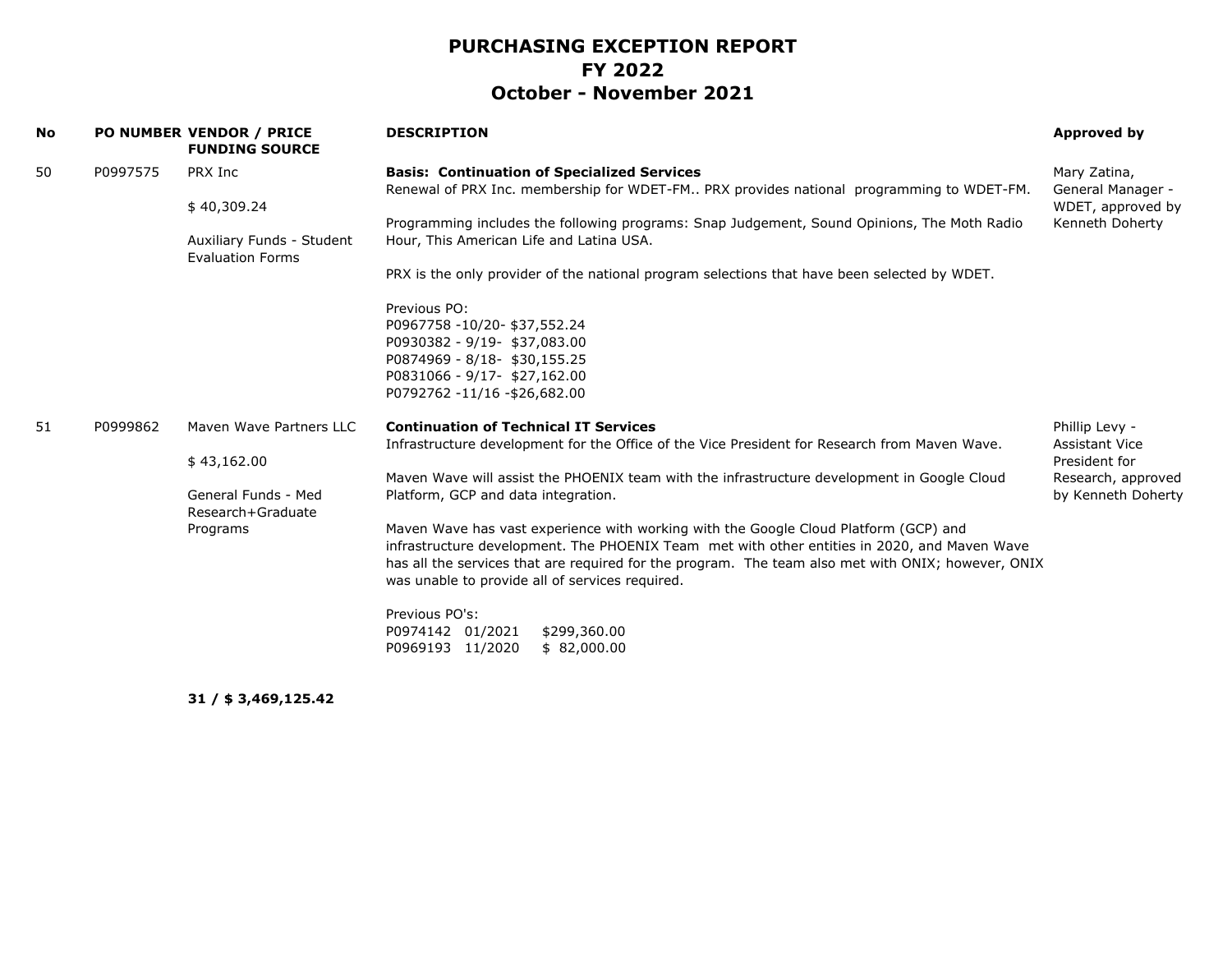# PURCHASING EXCEPTION REPORT
## FY 2022
## October - November 2021

| No | PO NUMBER | VENDOR / PRICE FUNDING SOURCE | DESCRIPTION | Approved by |
|---|---|---|---|---|
| 50 | P0997575 | PRX Inc<br><br>$ 40,309.24<br><br>Auxiliary Funds - Student Evaluation Forms | **Basis: Continuation of Specialized Services**<br>Renewal of PRX Inc. membership for WDET-FM.. PRX provides national programming to WDET-FM.<br><br>Programming includes the following programs: Snap Judgement, Sound Opinions, The Moth Radio Hour, This American Life and Latina USA.<br><br>PRX is the only provider of the national program selections that have been selected by WDET.<br><br>Previous PO:<br>P0967758 -10/20- $37,552.24<br>P0930382 - 9/19- $37,083.00<br>P0874969 - 8/18- $30,155.25<br>P0831066 - 9/17- $27,162.00<br>P0792762 -11/16 -$26,682.00 | Mary Zatina, General Manager - WDET, approved by Kenneth Doherty |
| 51 | P0999862 | Maven Wave Partners LLC<br><br>$ 43,162.00<br><br>General Funds - Med Research+Graduate Programs | **Continuation of Technical IT Services**<br>Infrastructure development for the Office of the Vice President for Research from Maven Wave.<br><br>Maven Wave will assist the PHOENIX team with the infrastructure development in Google Cloud Platform, GCP and data integration.<br><br>Maven Wave has vast experience with working with the Google Cloud Platform (GCP) and infrastructure development. The PHOENIX Team met with other entities in 2020, and Maven Wave has all the services that are required for the program. The team also met with ONIX; however, ONIX was unable to provide all of services required.<br><br>Previous PO's:<br>P0974142 01/2021 $299,360.00<br>P0969193 11/2020 $ 82,000.00 | Phillip Levy - Assistant Vice President for Research, approved by Kenneth Doherty |

**31 / $ 3,469,125.42**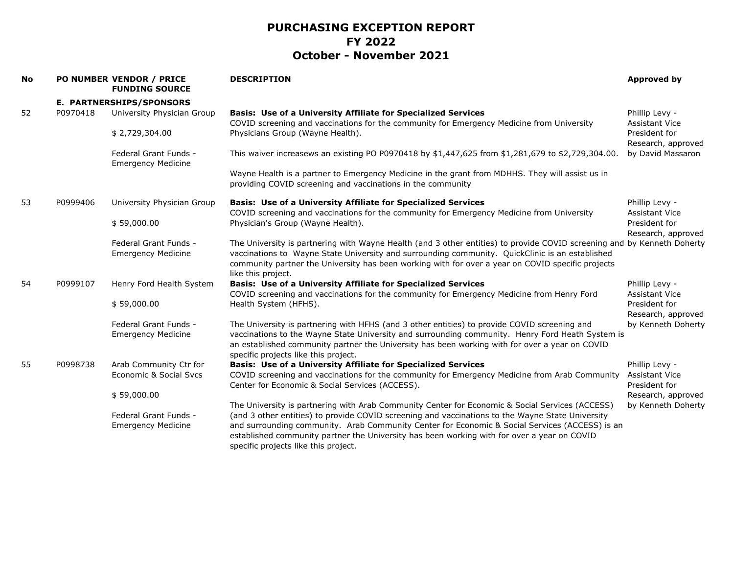# PURCHASING EXCEPTION REPORT
## FY 2022
## October - November 2021

| No | PO NUMBER | VENDOR / PRICE<br>FUNDING SOURCE | DESCRIPTION | Approved by |
|---|---|---|---|---|
| | | **E. PARTNERSHIPS/SPONSORS** | | |
| 52 | P0970418 | University Physician Group<br><br>$ 2,729,304.00<br><br>Federal Grant Funds - Emergency Medicine | **Basis: Use of a University Affiliate for Specialized Services**<br>COVID screening and vaccinations for the community for Emergency Medicine from University Physicians Group (Wayne Health).<br><br>This waiver increasews an existing PO P0970418 by $1,447,625 from $1,281,679 to $2,729,304.00.<br><br>Wayne Health is a partner to Emergency Medicine in the grant from MDHHS. They will assist us in providing COVID screening and vaccinations in the community | Phillip Levy - Assistant Vice President for Research, approved by David Massaron |
| 53 | P0999406 | University Physician Group<br><br>$ 59,000.00<br><br>Federal Grant Funds - Emergency Medicine | **Basis: Use of a University Affiliate for Specialized Services**<br>COVID screening and vaccinations for the community for Emergency Medicine from University Physician's Group (Wayne Health).<br><br>The University is partnering with Wayne Health (and 3 other entities) to provide COVID screening and vaccinations to Wayne State University and surrounding community. QuickClinic is an established community partner the University has been working with for over a year on COVID specific projects like this project. | Phillip Levy - Assistant Vice President for Research, approved by Kenneth Doherty |
| 54 | P0999107 | Henry Ford Health System<br><br>$ 59,000.00<br><br>Federal Grant Funds - Emergency Medicine | **Basis: Use of a University Affiliate for Specialized Services**<br>COVID screening and vaccinations for the community for Emergency Medicine from Henry Ford Health System (HFHS).<br><br>The University is partnering with HFHS (and 3 other entities) to provide COVID screening and vaccinations to the Wayne State University and surrounding community. Henry Ford Heath System is an established community partner the University has been working with for over a year on COVID specific projects like this project. | Phillip Levy - Assistant Vice President for Research, approved by Kenneth Doherty |
| 55 | P0998738 | Arab Community Ctr for Economic & Social Svcs<br><br>$ 59,000.00<br><br>Federal Grant Funds - Emergency Medicine | **Basis: Use of a University Affiliate for Specialized Services**<br>COVID screening and vaccinations for the community for Emergency Medicine from Arab Community Center for Economic & Social Services (ACCESS).<br><br>The University is partnering with Arab Community Center for Economic & Social Services (ACCESS) (and 3 other entities) to provide COVID screening and vaccinations to the Wayne State University and surrounding community. Arab Community Center for Economic & Social Services (ACCESS) is an established community partner the University has been working with for over a year on COVID specific projects like this project. | Phillip Levy - Assistant Vice President for Research, approved by Kenneth Doherty |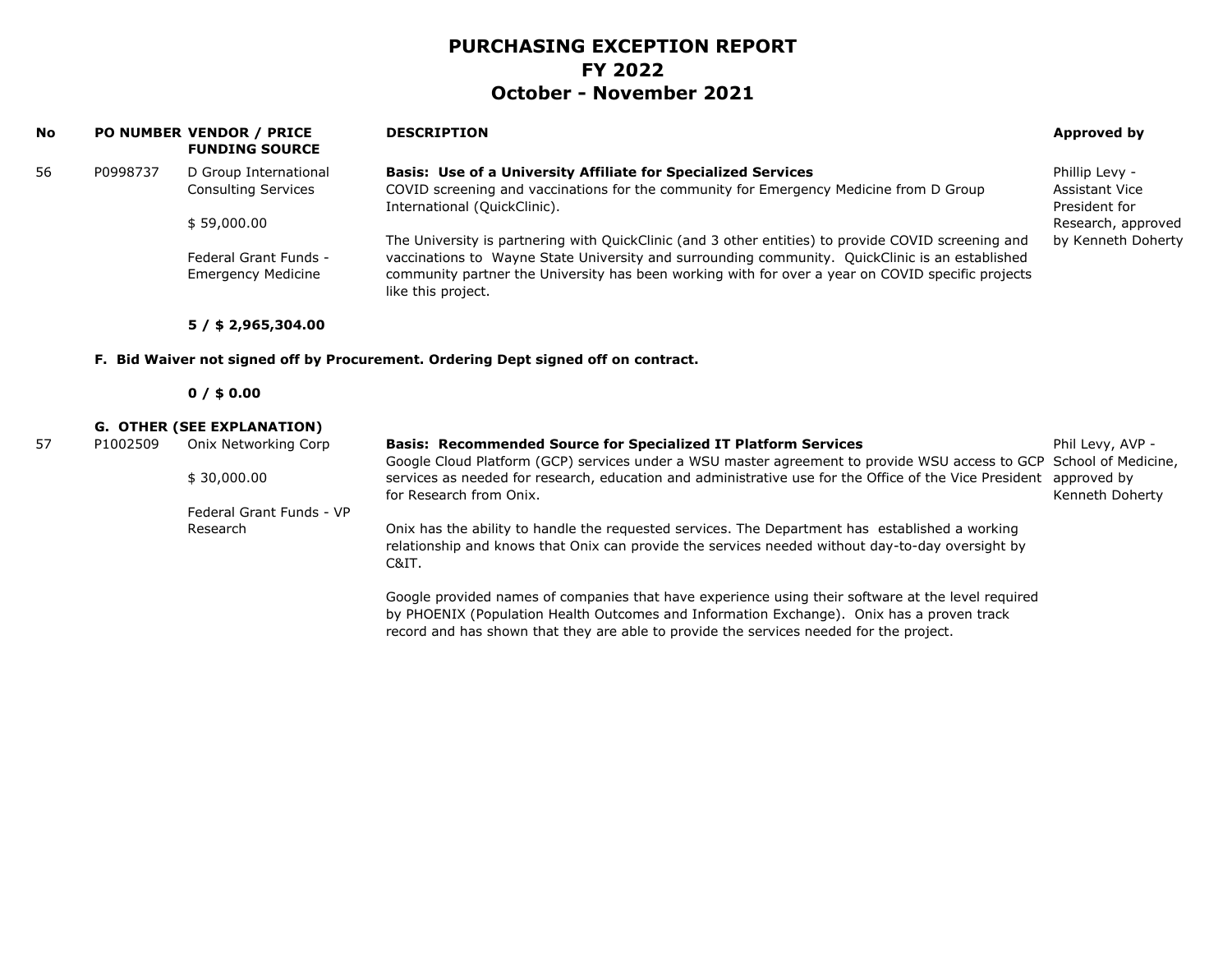# PURCHASING EXCEPTION REPORT
# FY 2022
# October - November 2021

| No | PO NUMBER | VENDOR / PRICE FUNDING SOURCE | DESCRIPTION | Approved by |
|---|---|---|---|---|
| 56 | P0998737 | D Group International Consulting Services<br><br>$ 59,000.00<br><br>Federal Grant Funds - Emergency Medicine | **Basis: Use of a University Affiliate for Specialized Services**<br>COVID screening and vaccinations for the community for Emergency Medicine from D Group International (QuickClinic).<br><br>The University is partnering with QuickClinic (and 3 other entities) to provide COVID screening and vaccinations to Wayne State University and surrounding community. QuickClinic is an established community partner the University has been working with for over a year on COVID specific projects like this project. | Phillip Levy - Assistant Vice President for Research, approved by Kenneth Doherty |
| | | **5 / $ 2,965,304.00** | | |

**F. Bid Waiver not signed off by Procurement. Ordering Dept signed off on contract.**

| No | PO NUMBER | VENDOR / PRICE FUNDING SOURCE | DESCRIPTION | Approved by |
|---|---|---|---|---|
| | | **0 / $ 0.00** | | |

**G. OTHER (SEE EXPLANATION)**

| No | PO NUMBER | VENDOR / PRICE FUNDING SOURCE | DESCRIPTION | Approved by |
|---|---|---|---|---|
| 57 | P1002509 | Onix Networking Corp<br><br>$ 30,000.00<br><br>Federal Grant Funds - VP Research | **Basis: Recommended Source for Specialized IT Platform Services**<br>Google Cloud Platform (GCP) services under a WSU master agreement to provide WSU access to GCP services as needed for research, education and administrative use for the Office of the Vice President for Research from Onix.<br><br>Onix has the ability to handle the requested services. The Department has established a working relationship and knows that Onix can provide the services needed without day-to-day oversight by C&IT.<br><br>Google provided names of companies that have experience using their software at the level required by PHOENIX (Population Health Outcomes and Information Exchange). Onix has a proven track record and has shown that they are able to provide the services needed for the project. | Phil Levy, AVP - School of Medicine, approved by Kenneth Doherty |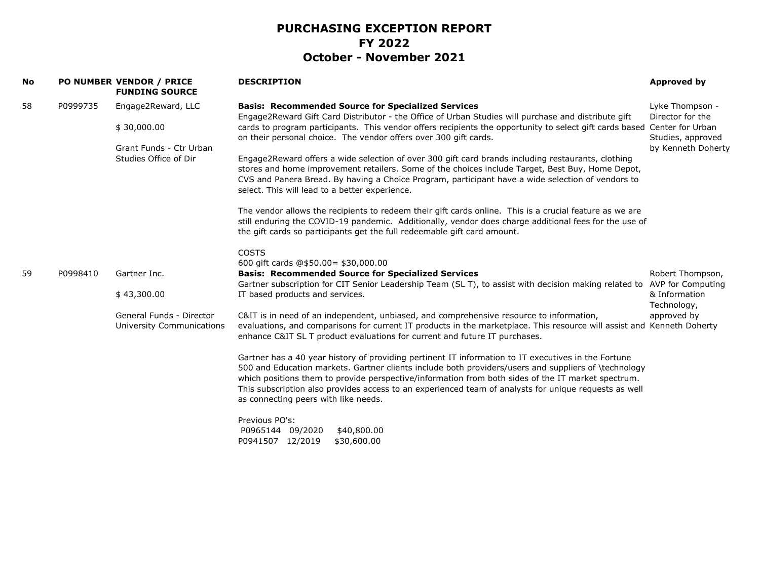# PURCHASING EXCEPTION REPORT
## FY 2022
## October - November 2021

| No | PO NUMBER | VENDOR / PRICE FUNDING SOURCE | DESCRIPTION | Approved by |
|---|---|---|---|---|
| 58 | P0999735 | Engage2Reward, LLC<br><br>$ 30,000.00<br><br>Grant Funds - Ctr Urban Studies Office of Dir | **Basis: Recommended Source for Specialized Services**<br>Engage2Reward Gift Card Distributor - the Office of Urban Studies will purchase and distribute gift cards to program participants. This vendor offers recipients the opportunity to select gift cards based on their personal choice. The vendor offers over 300 gift cards.<br><br>Engage2Reward offers a wide selection of over 300 gift card brands including restaurants, clothing stores and home improvement retailers. Some of the choices include Target, Best Buy, Home Depot, CVS and Panera Bread. By having a Choice Program, participant have a wide selection of vendors to select. This will lead to a better experience.<br><br>The vendor allows the recipients to redeem their gift cards online. This is a crucial feature as we are still enduring the COVID-19 pandemic. Additionally, vendor does charge additional fees for the use of the gift cards so participants get the full redeemable gift card amount.<br><br>COSTS<br>600 gift cards @$50.00= $30,000.00 | Lyke Thompson - Director for the Center for Urban Studies, approved by Kenneth Doherty |
| 59 | P0998410 | Gartner Inc.<br><br>$ 43,300.00<br><br>General Funds - Director University Communications | **Basis: Recommended Source for Specialized Services**<br>Gartner subscription for CIT Senior Leadership Team (SL T), to assist with decision making related to IT based products and services.<br><br>C&IT is in need of an independent, unbiased, and comprehensive resource to information, evaluations, and comparisons for current IT products in the marketplace. This resource will assist and enhance C&IT SL T product evaluations for current and future IT purchases.<br><br>Gartner has a 40 year history of providing pertinent IT information to IT executives in the Fortune 500 and Education markets. Gartner clients include both providers/users and suppliers of \technology which positions them to provide perspective/information from both sides of the IT market spectrum. This subscription also provides access to an experienced team of analysts for unique requests as well as connecting peers with like needs.<br><br>Previous PO's:<br>P0965144 09/2020 $40,800.00<br>P0941507 12/2019 $30,600.00 | Robert Thompson, AVP for Computing & Information Technology, approved by Kenneth Doherty |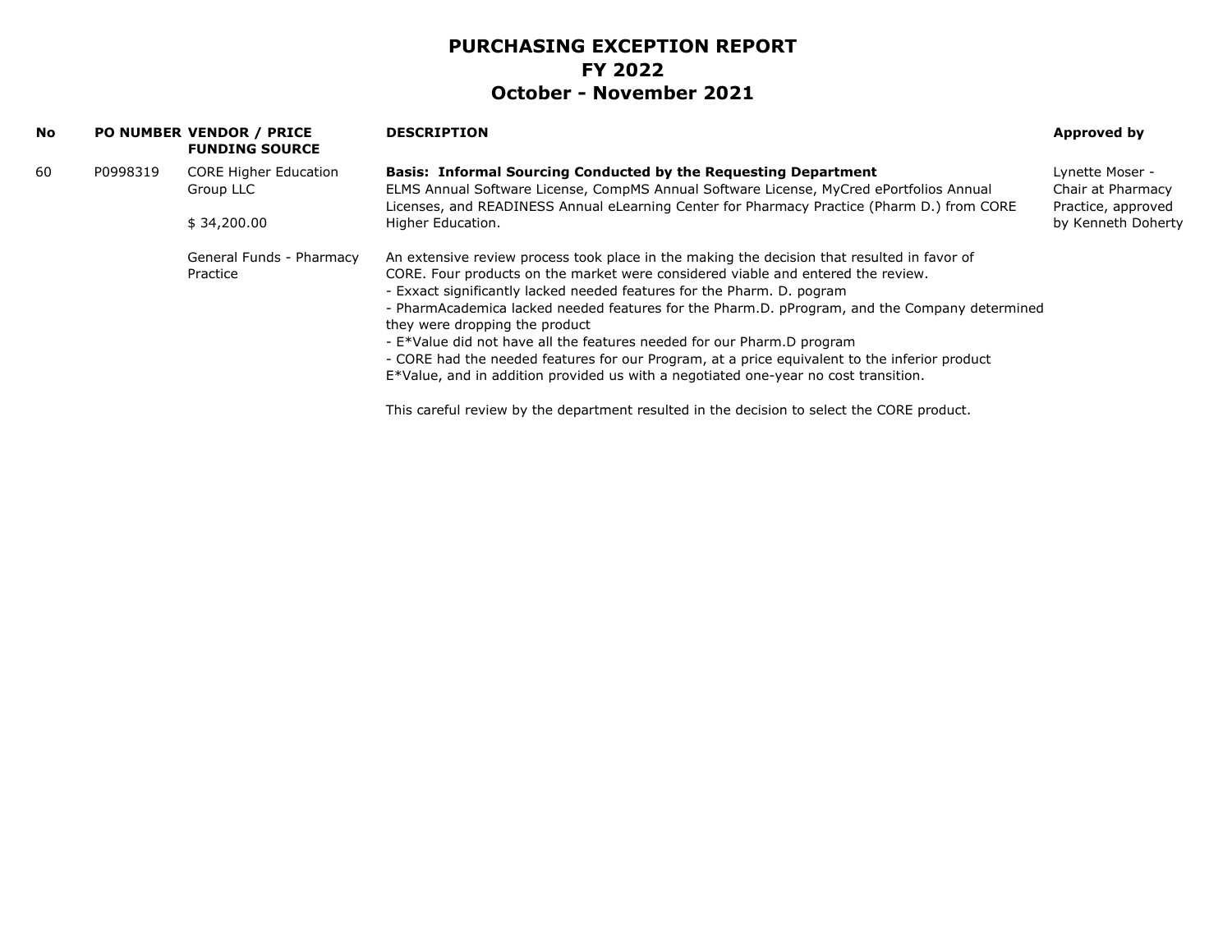# PURCHASING EXCEPTION REPORT
## FY 2022
## October - November 2021

| No | PO NUMBER | VENDOR / PRICE<br>FUNDING SOURCE | DESCRIPTION | Approved by |
|---|---|---|---|---|
| 60 | P0998319 | CORE Higher Education Group LLC<br><br>$ 34,200.00<br><br>General Funds - Pharmacy Practice | **Basis: Informal Sourcing Conducted by the Requesting Department**<br>ELMS Annual Software License, CompMS Annual Software License, MyCred ePortfolios Annual Licenses, and READINESS Annual eLearning Center for Pharmacy Practice (Pharm D.) from CORE Higher Education.<br><br>An extensive review process took place in the making the decision that resulted in favor of CORE. Four products on the market were considered viable and entered the review.<br>- Exxact significantly lacked needed features for the Pharm. D. pogram<br>- PharmAcademica lacked needed features for the Pharm.D. pProgram, and the Company determined they were dropping the product<br>- E*Value did not have all the features needed for our Pharm.D program<br>- CORE had the needed features for our Program, at a price equivalent to the inferior product E*Value, and in addition provided us with a negotiated one-year no cost transition.<br><br>This careful review by the department resulted in the decision to select the CORE product. | Lynette Moser - Chair at Pharmacy Practice, approved by Kenneth Doherty |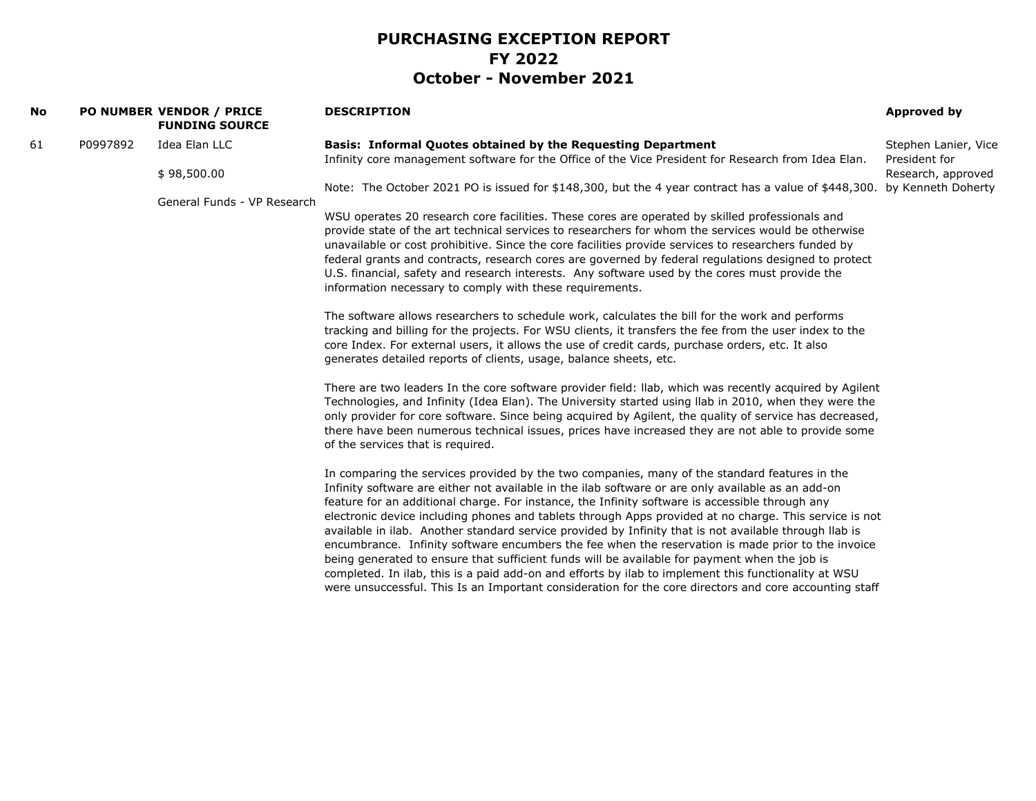# PURCHASING EXCEPTION REPORT
## FY 2022
## October - November 2021

| No | PO NUMBER | VENDOR / PRICE FUNDING SOURCE | DESCRIPTION | Approved by |
|---|---|---|---|---|
| 61 | P0997892 | Idea Elan LLC<br><br>$ 98,500.00<br><br>General Funds - VP Research | **Basis: Informal Quotes obtained by the Requesting Department**<br>Infinity core management software for the Office of the Vice President for Research from Idea Elan.<br><br>Note: The October 2021 PO is issued for $148,300, but the 4 year contract has a value of $448,300.<br><br>WSU operates 20 research core facilities. These cores are operated by skilled professionals and provide state of the art technical services to researchers for whom the services would be otherwise unavailable or cost prohibitive. Since the core facilities provide services to researchers funded by federal grants and contracts, research cores are governed by federal regulations designed to protect U.S. financial, safety and research interests. Any software used by the cores must provide the information necessary to comply with these requirements.<br><br>The software allows researchers to schedule work, calculates the bill for the work and performs tracking and billing for the projects. For WSU clients, it transfers the fee from the user index to the core Index. For external users, it allows the use of credit cards, purchase orders, etc. It also generates detailed reports of clients, usage, balance sheets, etc.<br><br>There are two leaders In the core software provider field: llab, which was recently acquired by Agilent Technologies, and Infinity (Idea Elan). The University started using llab in 2010, when they were the only provider for core software. Since being acquired by Agilent, the quality of service has decreased, there have been numerous technical issues, prices have increased they are not able to provide some of the services that is required.<br><br>In comparing the services provided by the two companies, many of the standard features in the Infinity software are either not available in the ilab software or are only available as an add-on feature for an additional charge. For instance, the Infinity software is accessible through any electronic device including phones and tablets through Apps provided at no charge. This service is not available in ilab. Another standard service provided by Infinity that is not available through llab is encumbrance. Infinity software encumbers the fee when the reservation is made prior to the invoice being generated to ensure that sufficient funds will be available for payment when the job is completed. In ilab, this is a paid add-on and efforts by ilab to implement this functionality at WSU were unsuccessful. This Is an Important consideration for the core directors and core accounting staff | Stephen Lanier, Vice President for Research, approved by Kenneth Doherty |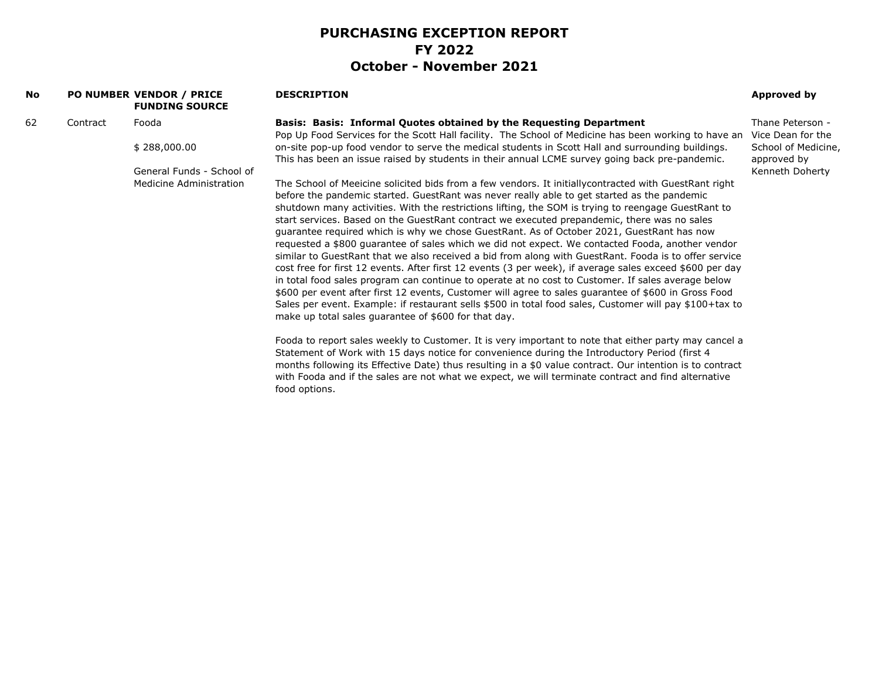# PURCHASING EXCEPTION REPORT
# FY 2022
# October - November 2021

| No | PO NUMBER | VENDOR / PRICE FUNDING SOURCE | DESCRIPTION | Approved by |
|---|---|---|---|---|
| 62 | Contract | Fooda<br><br>$ 288,000.00<br><br>General Funds - School of Medicine Administration | **Basis: Basis: Informal Quotes obtained by the Requesting Department**<br>Pop Up Food Services for the Scott Hall facility. The School of Medicine has been working to have an on-site pop-up food vendor to serve the medical students in Scott Hall and surrounding buildings. This has been an issue raised by students in their annual LCME survey going back pre-pandemic.<br><br>The School of Meeicine solicited bids from a few vendors. It initiallycontracted with GuestRant right before the pandemic started. GuestRant was never really able to get started as the pandemic shutdown many activities. With the restrictions lifting, the SOM is trying to reengage GuestRant to start services. Based on the GuestRant contract we executed prepandemic, there was no sales guarantee required which is why we chose GuestRant. As of October 2021, GuestRant has now requested a $800 guarantee of sales which we did not expect. We contacted Fooda, another vendor similar to GuestRant that we also received a bid from along with GuestRant. Fooda is to offer service cost free for first 12 events. After first 12 events (3 per week), if average sales exceed $600 per day in total food sales program can continue to operate at no cost to Customer. If sales average below $600 per event after first 12 events, Customer will agree to sales guarantee of $600 in Gross Food Sales per event. Example: if restaurant sells $500 in total food sales, Customer will pay $100+tax to make up total sales guarantee of $600 for that day.<br><br>Fooda to report sales weekly to Customer. It is very important to note that either party may cancel a Statement of Work with 15 days notice for convenience during the Introductory Period (first 4 months following its Effective Date) thus resulting in a $0 value contract. Our intention is to contract with Fooda and if the sales are not what we expect, we will terminate contract and find alternative food options. | Thane Peterson - Vice Dean for the School of Medicine, approved by Kenneth Doherty |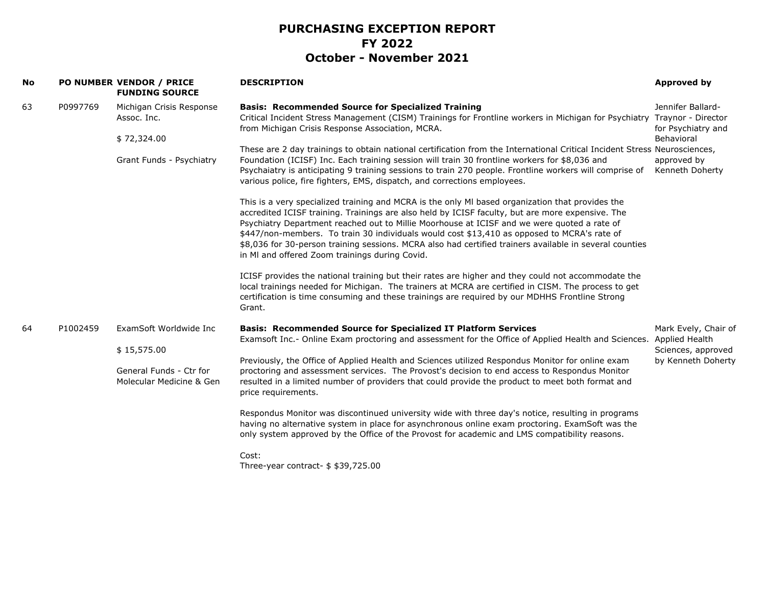# PURCHASING EXCEPTION REPORT
## FY 2022
## October - November 2021

| No | PO NUMBER | VENDOR / PRICE FUNDING SOURCE | DESCRIPTION | Approved by |
|---|---|---|---|---|
| 63 | P0997769 | Michigan Crisis Response Assoc. Inc.<br><br>$ 72,324.00<br><br>Grant Funds - Psychiatry | **Basis: Recommended Source for Specialized Training**<br>Critical Incident Stress Management (CISM) Trainings for Frontline workers in Michigan for Psychiatry from Michigan Crisis Response Association, MCRA.<br><br>These are 2 day trainings to obtain national certification from the International Critical Incident Stress Foundation (ICISF) Inc. Each training session will train 30 frontline workers for $8,036 and Psychaiatry is anticipating 9 training sessions to train 270 people. Frontline workers will comprise of various police, fire fighters, EMS, dispatch, and corrections employees.<br><br>This is a very specialized training and MCRA is the only MI based organization that provides the accredited ICISF training. Trainings are also held by ICISF faculty, but are more expensive. The Psychiatry Department reached out to Millie Moorhouse at ICISF and we were quoted a rate of $447/non-members. To train 30 individuals would cost $13,410 as opposed to MCRA's rate of $8,036 for 30-person training sessions. MCRA also had certified trainers available in several counties in MI and offered Zoom trainings during Covid.<br><br>ICISF provides the national training but their rates are higher and they could not accommodate the local trainings needed for Michigan. The trainers at MCRA are certified in CISM. The process to get certification is time consuming and these trainings are required by our MDHHS Frontline Strong Grant. | Jennifer Ballard-Traynor - Director for Psychiatry and Behavioral Neurosciences, approved by Kenneth Doherty |
| 64 | P1002459 | ExamSoft Worldwide Inc<br><br>$ 15,575.00<br><br>General Funds - Ctr for Molecular Medicine & Gen | **Basis: Recommended Source for Specialized IT Platform Services**<br>Examsoft Inc.- Online Exam proctoring and assessment for the Office of Applied Health and Sciences.<br><br>Previously, the Office of Applied Health and Sciences utilized Respondus Monitor for online exam proctoring and assessment services. The Provost's decision to end access to Respondus Monitor resulted in a limited number of providers that could provide the product to meet both format and price requirements.<br><br>Respondus Monitor was discontinued university wide with three day's notice, resulting in programs having no alternative system in place for asynchronous online exam proctoring. ExamSoft was the only system approved by the Office of the Provost for academic and LMS compatibility reasons.<br><br>Cost:<br>Three-year contract- $ $39,725.00 | Mark Evely, Chair of Applied Health Sciences, approved by Kenneth Doherty |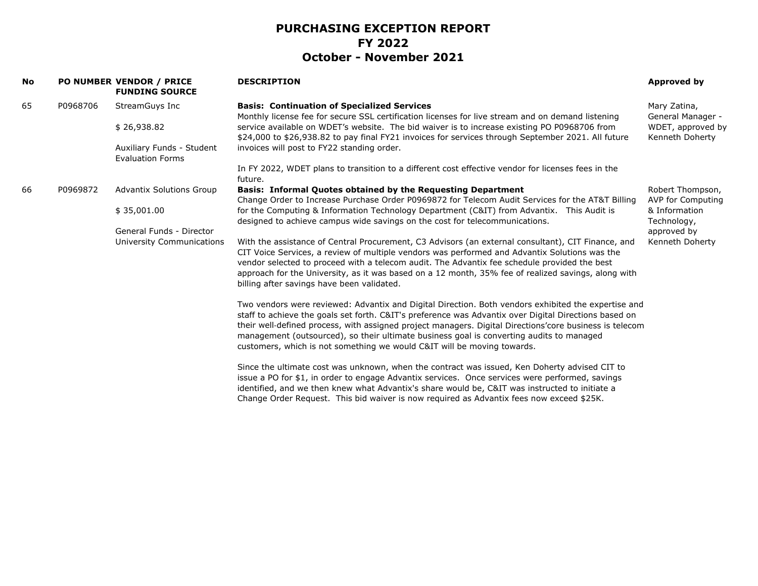# PURCHASING EXCEPTION REPORT
## FY 2022
## October - November 2021

| No | PO NUMBER | VENDOR / PRICE FUNDING SOURCE | DESCRIPTION | Approved by |
|---|---|---|---|---|
| 65 | P0968706 | StreamGuys Inc<br><br>$ 26,938.82<br><br>Auxiliary Funds - Student Evaluation Forms | **Basis: Continuation of Specialized Services**<br>Monthly license fee for secure SSL certification licenses for live stream and on demand listening service available on WDET's website. The bid waiver is to increase existing PO P0968706 from $24,000 to $26,938.82 to pay final FY21 invoices for services through September 2021. All future invoices will post to FY22 standing order.<br><br>In FY 2022, WDET plans to transition to a different cost effective vendor for licenses fees in the future. | Mary Zatina, General Manager - WDET, approved by Kenneth Doherty |
| 66 | P0969872 | Advantix Solutions Group<br><br>$ 35,001.00<br><br>General Funds - Director University Communications | **Basis: Informal Quotes obtained by the Requesting Department**<br>Change Order to Increase Purchase Order P0969872 for Telecom Audit Services for the AT&T Billing for the Computing & Information Technology Department (C&IT) from Advantix. This Audit is designed to achieve campus wide savings on the cost for telecommunications.<br><br>With the assistance of Central Procurement, C3 Advisors (an external consultant), CIT Finance, and CIT Voice Services, a review of multiple vendors was performed and Advantix Solutions was the vendor selected to proceed with a telecom audit. The Advantix fee schedule provided the best approach for the University, as it was based on a 12 month, 35% fee of realized savings, along with billing after savings have been validated.<br><br>Two vendors were reviewed: Advantix and Digital Direction. Both vendors exhibited the expertise and staff to achieve the goals set forth. C&IT's preference was Advantix over Digital Directions based on their well-defined process, with assigned project managers. Digital Directions'core business is telecom management (outsourced), so their ultimate business goal is converting audits to managed customers, which is not something we would C&IT will be moving towards.<br><br>Since the ultimate cost was unknown, when the contract was issued, Ken Doherty advised CIT to issue a PO for $1, in order to engage Advantix services. Once services were performed, savings identified, and we then knew what Advantix's share would be, C&IT was instructed to initiate a Change Order Request. This bid waiver is now required as Advantix fees now exceed $25K. | Robert Thompson, AVP for Computing & Information Technology, approved by Kenneth Doherty |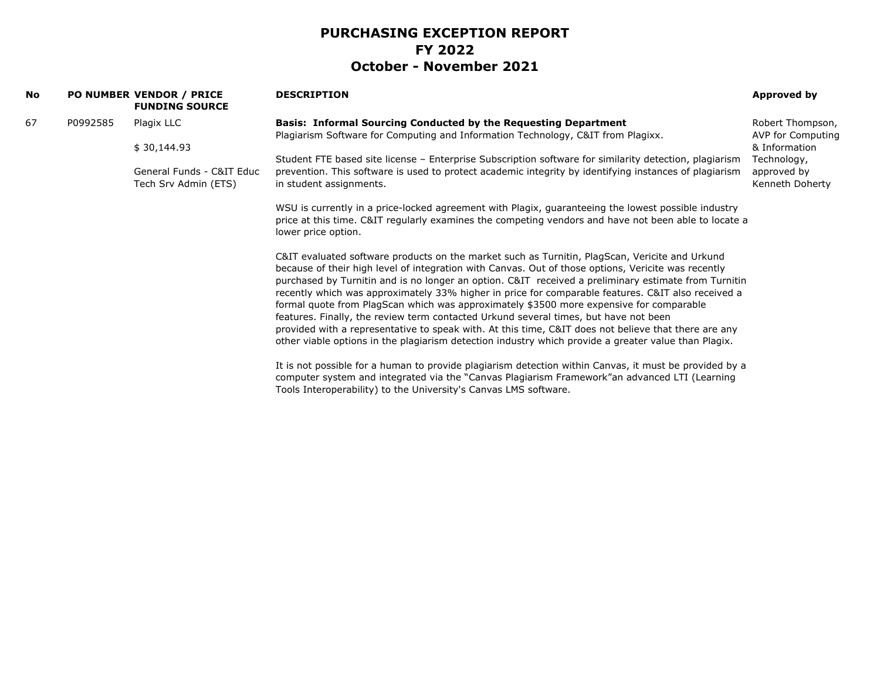# PURCHASING EXCEPTION REPORT
# FY 2022
# October - November 2021

| No | PO NUMBER | VENDOR / PRICE FUNDING SOURCE | DESCRIPTION | Approved by |
|---|---|---|---|---|
| 67 | P0992585 | Plagix LLC<br><br>$ 30,144.93<br><br>General Funds - C&IT Educ Tech Srv Admin (ETS) | **Basis: Informal Sourcing Conducted by the Requesting Department**<br>Plagiarism Software for Computing and Information Technology, C&IT from Plagixx.<br><br>Student FTE based site license – Enterprise Subscription software for similarity detection, plagiarism prevention. This software is used to protect academic integrity by identifying instances of plagiarism in student assignments.<br><br>WSU is currently in a price-locked agreement with Plagix, guaranteeing the lowest possible industry price at this time. C&IT regularly examines the competing vendors and have not been able to locate a lower price option.<br><br>C&IT evaluated software products on the market such as Turnitin, PlagScan, Vericite and Urkund because of their high level of integration with Canvas. Out of those options, Vericite was recently purchased by Turnitin and is no longer an option. C&IT received a preliminary estimate from Turnitin recently which was approximately 33% higher in price for comparable features. C&IT also received a formal quote from PlagScan which was approximately $3500 more expensive for comparable features. Finally, the review term contacted Urkund several times, but have not been provided with a representative to speak with. At this time, C&IT does not believe that there are any other viable options in the plagiarism detection industry which provide a greater value than Plagix.<br><br>It is not possible for a human to provide plagiarism detection within Canvas, it must be provided by a computer system and integrated via the "Canvas Plagiarism Framework"an advanced LTI (Learning Tools Interoperability) to the University's Canvas LMS software. | Robert Thompson, AVP for Computing & Information Technology, approved by Kenneth Doherty |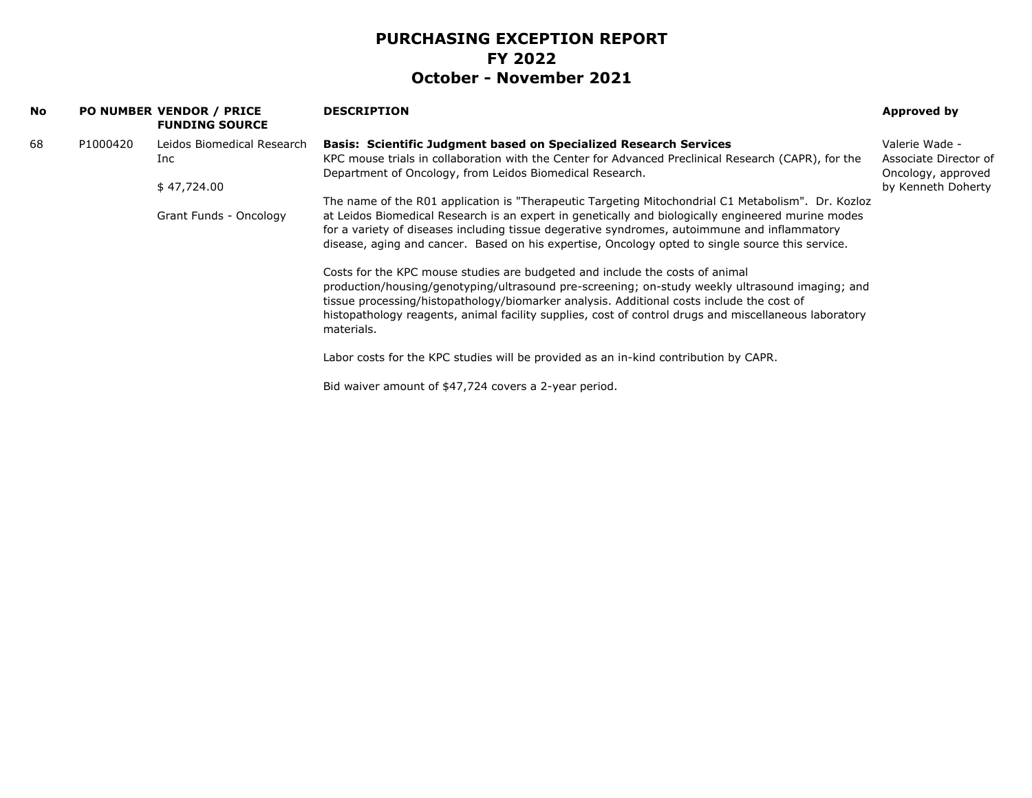# PURCHASING EXCEPTION REPORT
## FY 2022
## October - November 2021

| No | PO NUMBER | VENDOR / PRICE FUNDING SOURCE | DESCRIPTION | Approved by |
|---|---|---|---|---|
| 68 | P1000420 | Leidos Biomedical Research Inc<br><br>$ 47,724.00<br><br>Grant Funds - Oncology | **Basis: Scientific Judgment based on Specialized Research Services**<br>KPC mouse trials in collaboration with the Center for Advanced Preclinical Research (CAPR), for the Department of Oncology, from Leidos Biomedical Research.<br><br>The name of the R01 application is "Therapeutic Targeting Mitochondrial C1 Metabolism". Dr. Kozloz at Leidos Biomedical Research is an expert in genetically and biologically engineered murine modes for a variety of diseases including tissue degerative syndromes, autoimmune and inflammatory disease, aging and cancer. Based on his expertise, Oncology opted to single source this service.<br><br>Costs for the KPC mouse studies are budgeted and include the costs of animal production/housing/genotyping/ultrasound pre-screening; on-study weekly ultrasound imaging; and tissue processing/histopathology/biomarker analysis. Additional costs include the cost of histopathology reagents, animal facility supplies, cost of control drugs and miscellaneous laboratory materials.<br><br>Labor costs for the KPC studies will be provided as an in-kind contribution by CAPR.<br><br>Bid waiver amount of $47,724 covers a 2-year period. | Valerie Wade - Associate Director of Oncology, approved by Kenneth Doherty |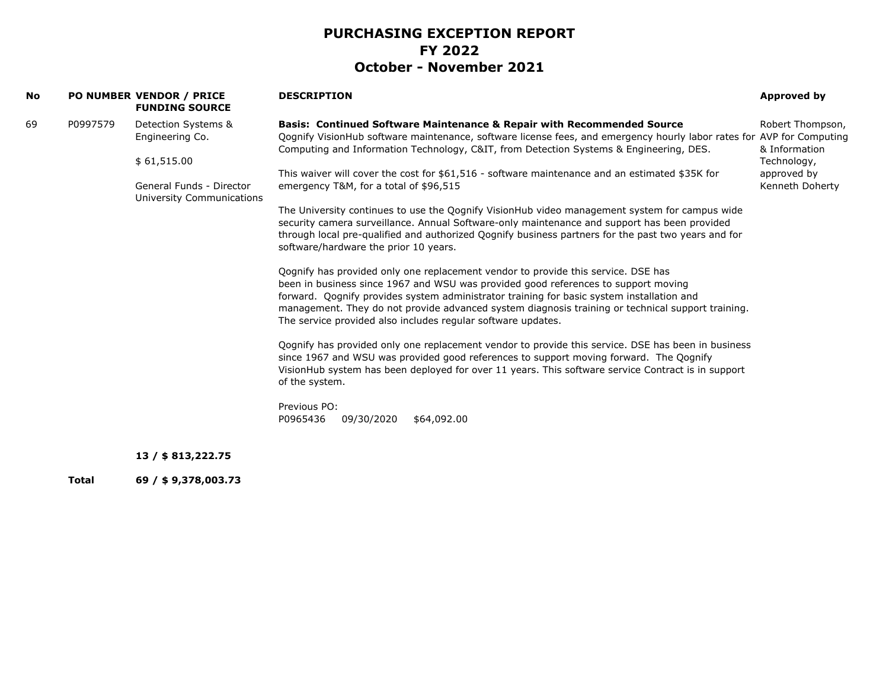# PURCHASING EXCEPTION REPORT
# FY 2022
# October - November 2021

| No | PO NUMBER | VENDOR / PRICE<br>FUNDING SOURCE | DESCRIPTION | Approved by |
|---|---|---|---|---|
| 69 | P0997579 | Detection Systems & Engineering Co.<br><br>$ 61,515.00<br><br>General Funds - Director University Communications | **Basis: Continued Software Maintenance & Repair with Recommended Source**<br>Qognify VisionHub software maintenance, software license fees, and emergency hourly labor rates for Computing and Information Technology, C&IT, from Detection Systems & Engineering, DES.<br><br>This waiver will cover the cost for $61,516 - software maintenance and an estimated $35K for emergency T&M, for a total of $96,515<br><br>The University continues to use the Qognify VisionHub video management system for campus wide security camera surveillance. Annual Software-only maintenance and support has been provided through local pre-qualified and authorized Qognify business partners for the past two years and for software/hardware the prior 10 years.<br><br>Qognify has provided only one replacement vendor to provide this service. DSE has been in business since 1967 and WSU was provided good references to support moving forward. Qognify provides system administrator training for basic system installation and management. They do not provide advanced system diagnosis training or technical support training. The service provided also includes regular software updates.<br><br>Qognify has provided only one replacement vendor to provide this service. DSE has been in business since 1967 and WSU was provided good references to support moving forward. The Qognify VisionHub system has been deployed for over 11 years. This software service Contract is in support of the system.<br><br>Previous PO:<br>P0965436 09/30/2020 $64,092.00 | Robert Thompson, AVP for Computing & Information Technology, approved by Kenneth Doherty |

**13 / $ 813,222.75**

**Total 69 / $ 9,378,003.73**